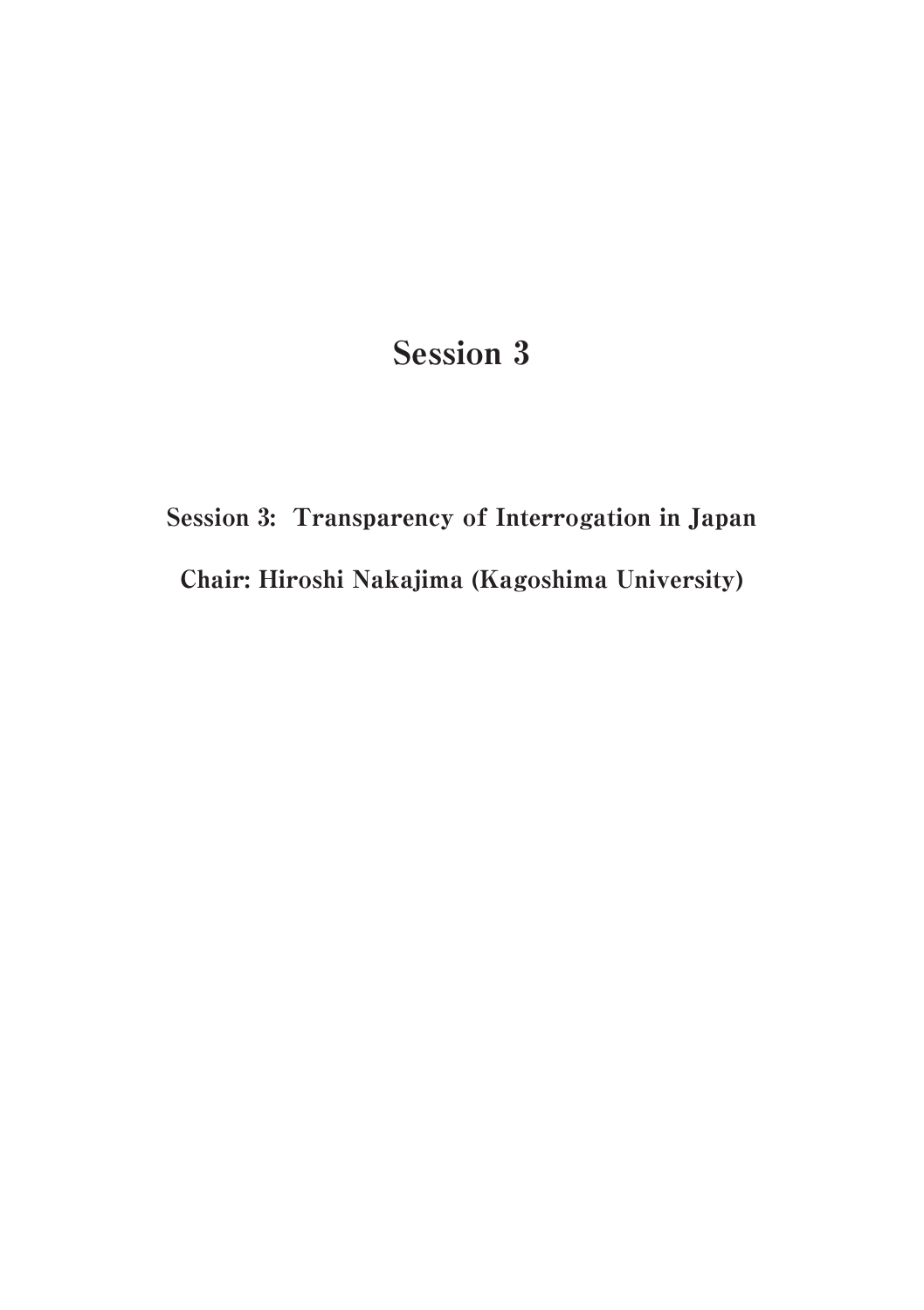# Session 3

## Session 3: Transparency of Interrogation in Japan

## Chair: Hiroshi Nakajima (Kagoshima University)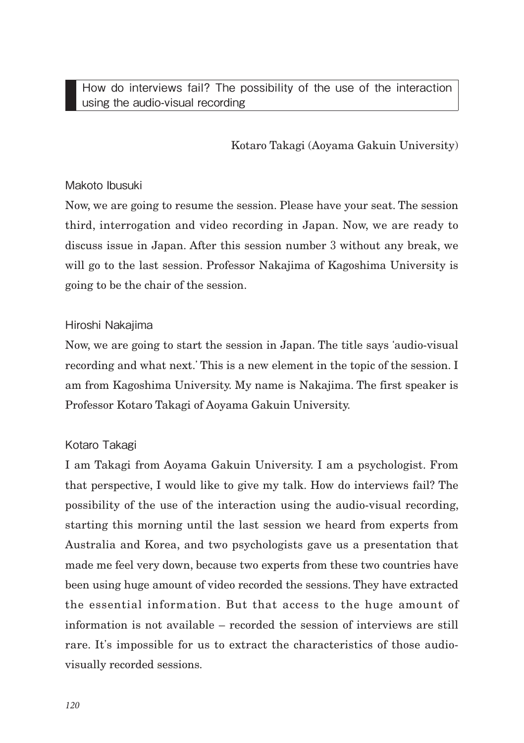## How do interviews fail? The possibility of the use of the interaction using the audio-visual recording

Kotaro Takagi (Aoyama Gakuin University)

Makoto Ibusuki

Now, we are going to resume the session. Please have your seat. The session third, interrogation and video recording in Japan. Now, we are ready to discuss issue in Japan. After this session number 3 without any break, we will go to the last session. Professor Nakajima of Kagoshima University is going to be the chair of the session.

Hiroshi Nakajima

Now, we are going to start the session in Japan. The title says 'audio-visual recording and what next.' This is a new element in the topic of the session. I am from Kagoshima University. My name is Nakajima. The first speaker is Professor Kotaro Takagi of Aoyama Gakuin University.

Kotaro Takagi

I am Takagi from Aoyama Gakuin University. I am a psychologist. From that perspective, I would like to give my talk. How do interviews fail? The possibility of the use of the interaction using the audio-visual recording, starting this morning until the last session we heard from experts from Australia and Korea, and two psychologists gave us a presentation that made me feel very down, because two experts from these two countries have been using huge amount of video recorded the sessions. They have extracted the essential information. But that access to the huge amount of information is not available – recorded the session of interviews are still rare. It's impossible for us to extract the characteristics of those audio-visually recorded sessions.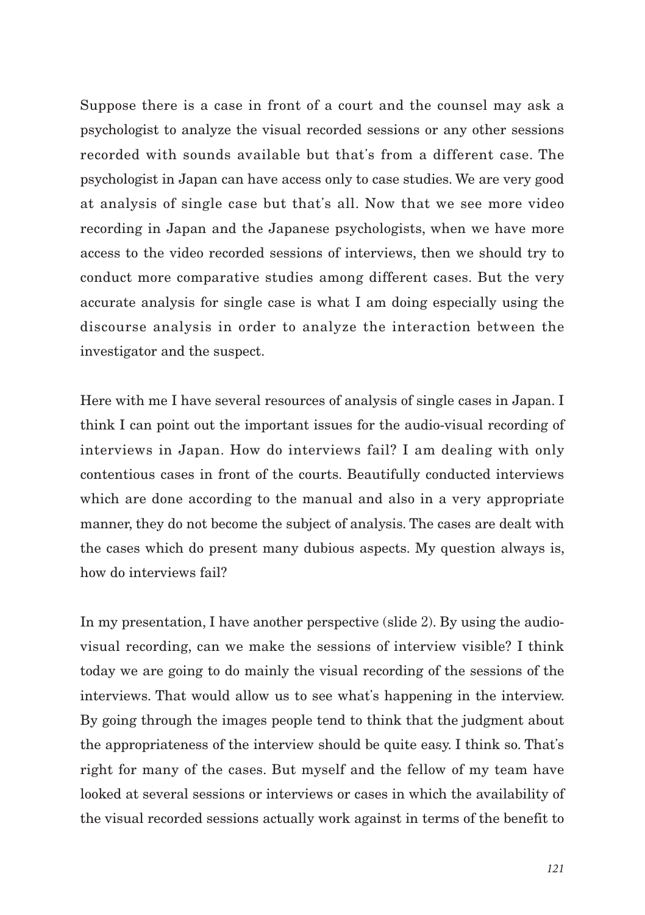Suppose there is a case in front of a court and the counsel may ask a psychologist to analyze the visual recorded sessions or any other sessions recorded with sounds available but that's from a different case. The psychologist in Japan can have access only to case studies. We are very good at analysis of single case but that's all. Now that we see more video recording in Japan and the Japanese psychologists, when we have more access to the video recorded sessions of interviews, then we should try to conduct more comparative studies among different cases. But the very accurate analysis for single case is what I am doing especially using the discourse analysis in order to analyze the interaction between the investigator and the suspect.

Here with me I have several resources of analysis of single cases in Japan. I think I can point out the important issues for the audio-visual recording of interviews in Japan. How do interviews fail? I am dealing with only contentious cases in front of the courts. Beautifully conducted interviews which are done according to the manual and also in a very appropriate manner, they do not become the subject of analysis. The cases are dealt with the cases which do present many dubious aspects. My question always is, how do interviews fail?

In my presentation, I have another perspective (slide 2). By using the audio-visual recording, can we make the sessions of interview visible? I think today we are going to do mainly the visual recording of the sessions of the interviews. That would allow us to see what's happening in the interview. By going through the images people tend to think that the judgment about the appropriateness of the interview should be quite easy. I think so. That's right for many of the cases. But myself and the fellow of my team have looked at several sessions or interviews or cases in which the availability of the visual recorded sessions actually work against in terms of the benefit to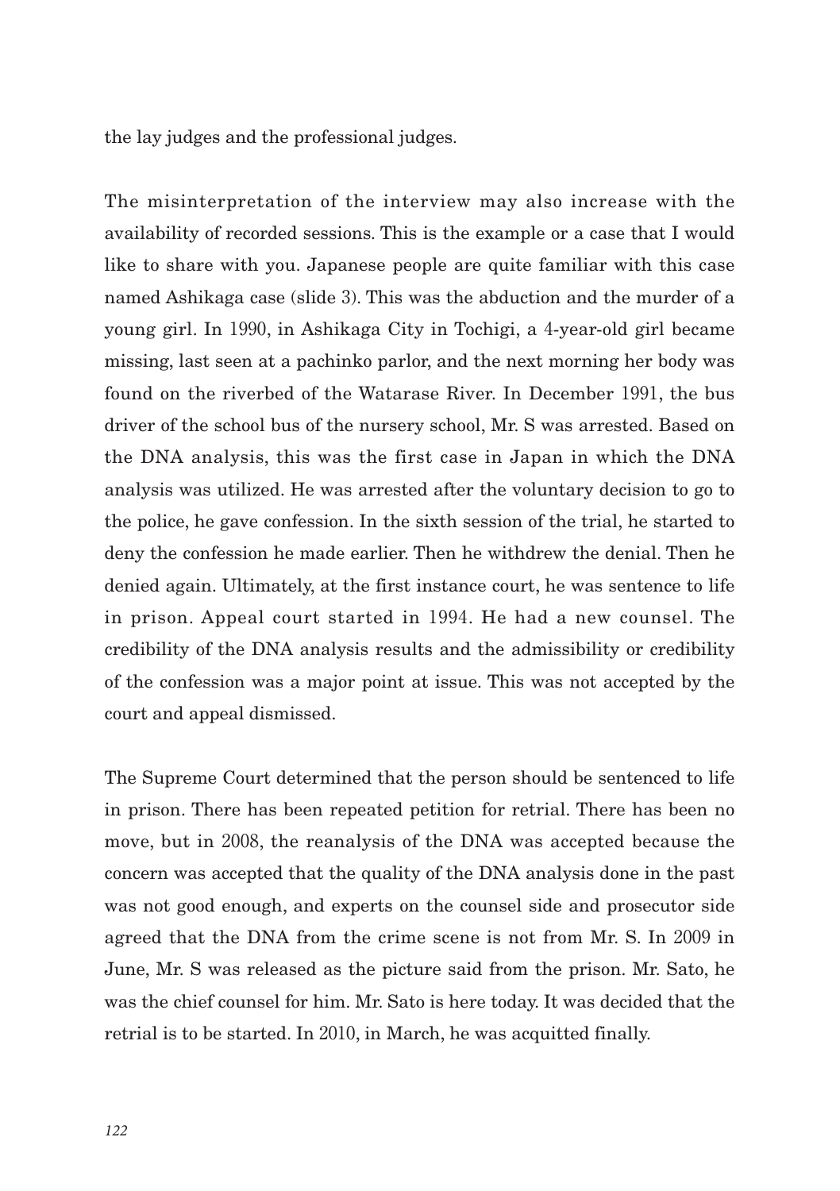the lay judges and the professional judges.

The misinterpretation of the interview may also increase with the availability of recorded sessions. This is the example or a case that I would like to share with you. Japanese people are quite familiar with this case named Ashikaga case (slide 3). This was the abduction and the murder of a young girl. In 1990, in Ashikaga City in Tochigi, a 4-year-old girl became missing, last seen at a pachinko parlor, and the next morning her body was found on the riverbed of the Watarase River. In December 1991, the bus driver of the school bus of the nursery school, Mr. S was arrested. Based on the DNA analysis, this was the first case in Japan in which the DNA analysis was utilized. He was arrested after the voluntary decision to go to the police, he gave confession. In the sixth session of the trial, he started to deny the confession he made earlier. Then he withdrew the denial. Then he denied again. Ultimately, at the first instance court, he was sentence to life in prison. Appeal court started in 1994. He had a new counsel. The credibility of the DNA analysis results and the admissibility or credibility of the confession was a major point at issue. This was not accepted by the court and appeal dismissed.

The Supreme Court determined that the person should be sentenced to life in prison. There has been repeated petition for retrial. There has been no move, but in 2008, the reanalysis of the DNA was accepted because the concern was accepted that the quality of the DNA analysis done in the past was not good enough, and experts on the counsel side and prosecutor side agreed that the DNA from the crime scene is not from Mr. S. In 2009 in June, Mr. S was released as the picture said from the prison. Mr. Sato, he was the chief counsel for him. Mr. Sato is here today. It was decided that the retrial is to be started. In 2010, in March, he was acquitted finally.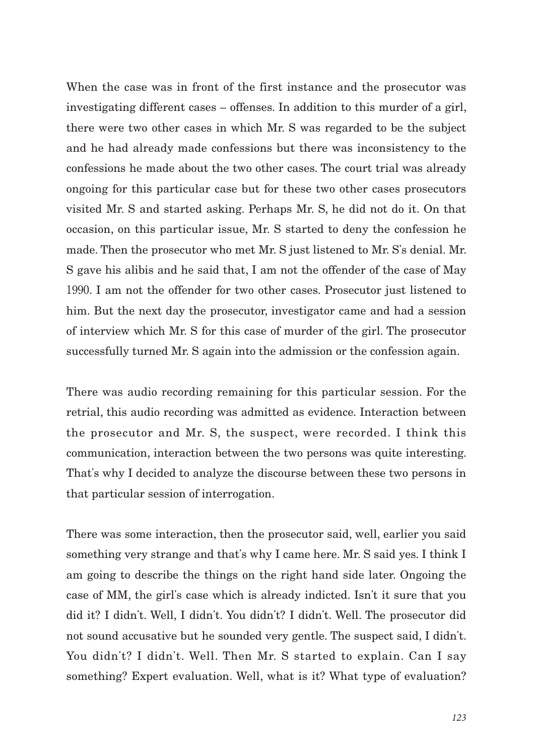When the case was in front of the first instance and the prosecutor was investigating different cases – offenses. In addition to this murder of a girl, there were two other cases in which Mr. S was regarded to be the subject and he had already made confessions but there was inconsistency to the confessions he made about the two other cases. The court trial was already ongoing for this particular case but for these two other cases prosecutors visited Mr. S and started asking. Perhaps Mr. S, he did not do it. On that occasion, on this particular issue, Mr. S started to deny the confession he made. Then the prosecutor who met Mr. S just listened to Mr. S's denial. Mr. S gave his alibis and he said that, I am not the offender of the case of May 1990. I am not the offender for two other cases. Prosecutor just listened to him. But the next day the prosecutor, investigator came and had a session of interview which Mr. S for this case of murder of the girl. The prosecutor successfully turned Mr. S again into the admission or the confession again.

There was audio recording remaining for this particular session. For the retrial, this audio recording was admitted as evidence. Interaction between the prosecutor and Mr. S, the suspect, were recorded. I think this communication, interaction between the two persons was quite interesting. That's why I decided to analyze the discourse between these two persons in that particular session of interrogation.

There was some interaction, then the prosecutor said, well, earlier you said something very strange and that's why I came here. Mr. S said yes. I think I am going to describe the things on the right hand side later. Ongoing the case of MM, the girl's case which is already indicted. Isn't it sure that you did it? I didn't. Well, I didn't. You didn't? I didn't. Well. The prosecutor did not sound accusative but he sounded very gentle. The suspect said, I didn't. You didn't? I didn't. Well. Then Mr. S started to explain. Can I say something? Expert evaluation. Well, what is it? What type of evaluation?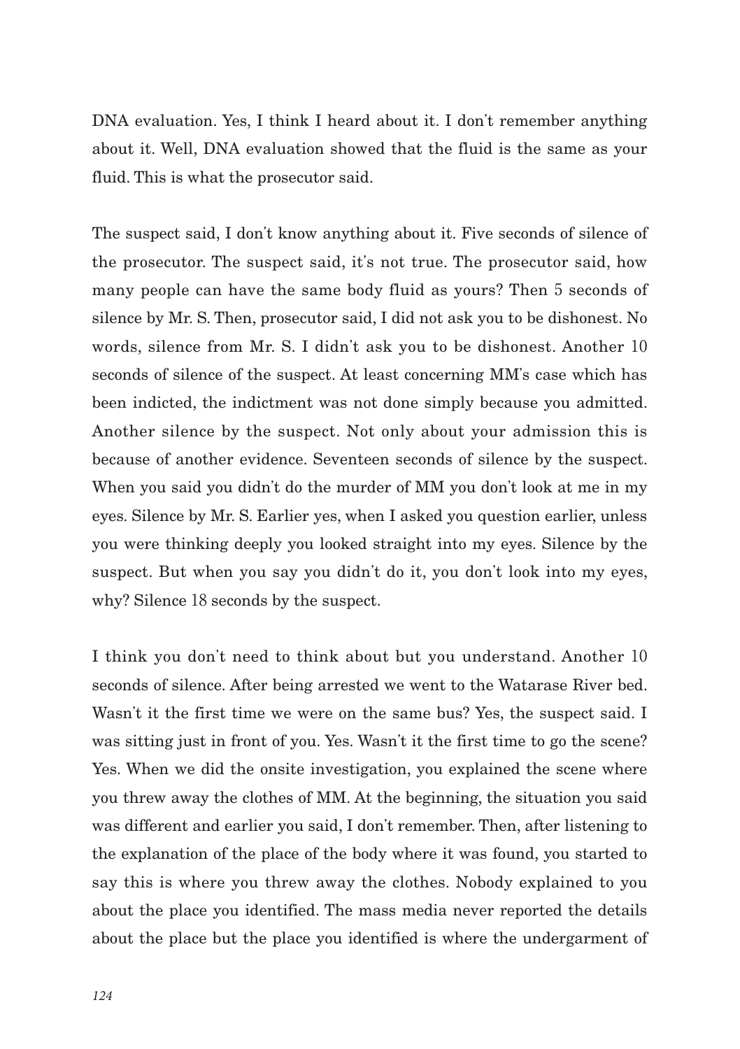DNA evaluation. Yes, I think I heard about it. I don't remember anything about it. Well, DNA evaluation showed that the fluid is the same as your fluid. This is what the prosecutor said.

The suspect said, I don't know anything about it. Five seconds of silence of the prosecutor. The suspect said, it's not true. The prosecutor said, how many people can have the same body fluid as yours? Then 5 seconds of silence by Mr. S. Then, prosecutor said, I did not ask you to be dishonest. No words, silence from Mr. S. I didn't ask you to be dishonest. Another 10 seconds of silence of the suspect. At least concerning MM's case which has been indicted, the indictment was not done simply because you admitted. Another silence by the suspect. Not only about your admission this is because of another evidence. Seventeen seconds of silence by the suspect. When you said you didn't do the murder of MM you don't look at me in my eyes. Silence by Mr. S. Earlier yes, when I asked you question earlier, unless you were thinking deeply you looked straight into my eyes. Silence by the suspect. But when you say you didn't do it, you don't look into my eyes, why? Silence 18 seconds by the suspect.

I think you don't need to think about but you understand. Another 10 seconds of silence. After being arrested we went to the Watarase River bed. Wasn't it the first time we were on the same bus? Yes, the suspect said. I was sitting just in front of you. Yes. Wasn't it the first time to go the scene? Yes. When we did the onsite investigation, you explained the scene where you threw away the clothes of MM. At the beginning, the situation you said was different and earlier you said, I don't remember. Then, after listening to the explanation of the place of the body where it was found, you started to say this is where you threw away the clothes. Nobody explained to you about the place you identified. The mass media never reported the details about the place but the place you identified is where the undergarment of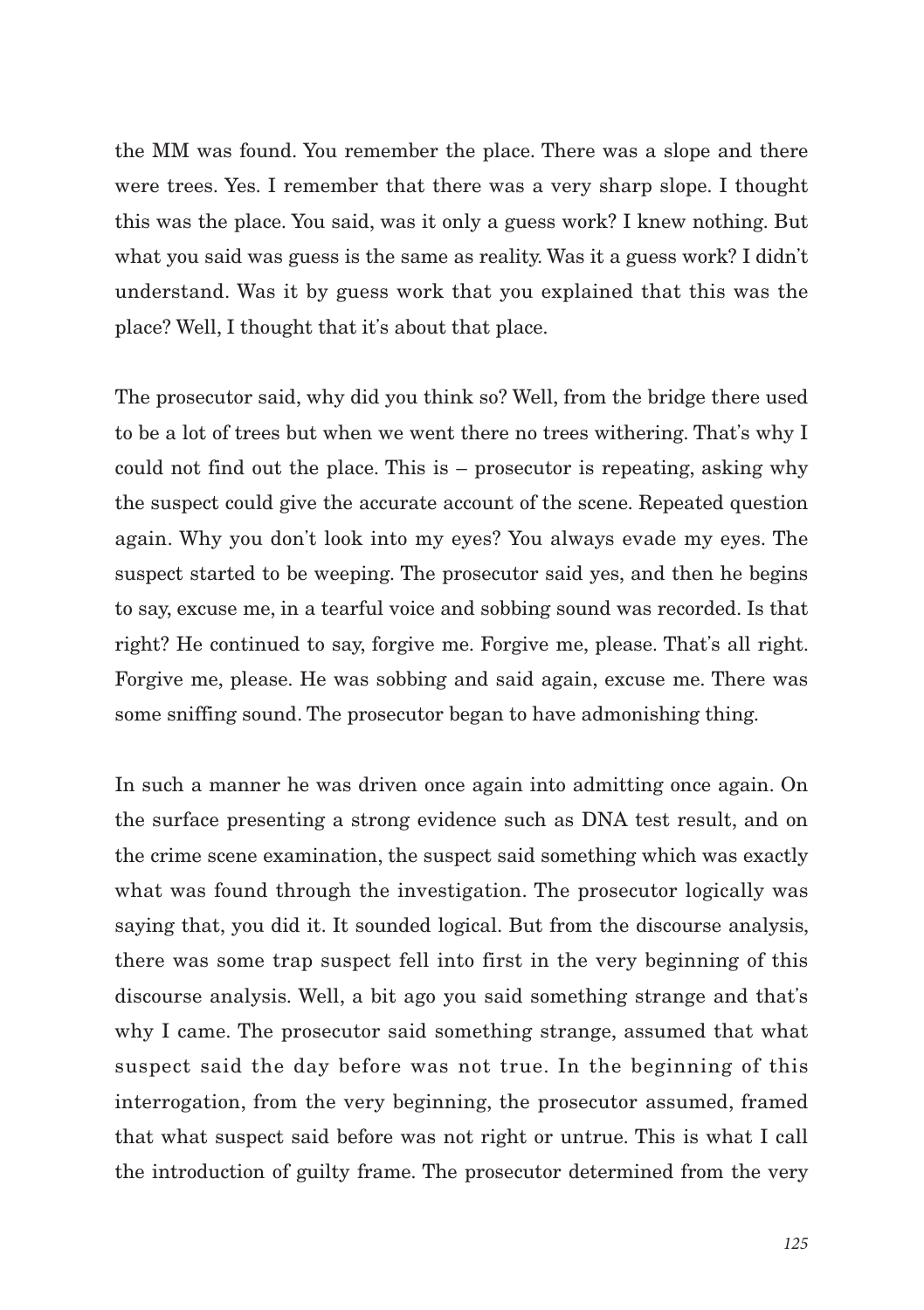the MM was found. You remember the place. There was a slope and there were trees. Yes. I remember that there was a very sharp slope. I thought this was the place. You said, was it only a guess work? I knew nothing. But what you said was guess is the same as reality. Was it a guess work? I didn't understand. Was it by guess work that you explained that this was the place? Well, I thought that it's about that place.

The prosecutor said, why did you think so? Well, from the bridge there used to be a lot of trees but when we went there no trees withering. That's why I could not find out the place. This is – prosecutor is repeating, asking why the suspect could give the accurate account of the scene. Repeated question again. Why you don't look into my eyes? You always evade my eyes. The suspect started to be weeping. The prosecutor said yes, and then he begins to say, excuse me, in a tearful voice and sobbing sound was recorded. Is that right? He continued to say, forgive me. Forgive me, please. That's all right. Forgive me, please. He was sobbing and said again, excuse me. There was some sniffing sound. The prosecutor began to have admonishing thing.

In such a manner he was driven once again into admitting once again. On the surface presenting a strong evidence such as DNA test result, and on the crime scene examination, the suspect said something which was exactly what was found through the investigation. The prosecutor logically was saying that, you did it. It sounded logical. But from the discourse analysis, there was some trap suspect fell into first in the very beginning of this discourse analysis. Well, a bit ago you said something strange and that's why I came. The prosecutor said something strange, assumed that what suspect said the day before was not true. In the beginning of this interrogation, from the very beginning, the prosecutor assumed, framed that what suspect said before was not right or untrue. This is what I call the introduction of guilty frame. The prosecutor determined from the very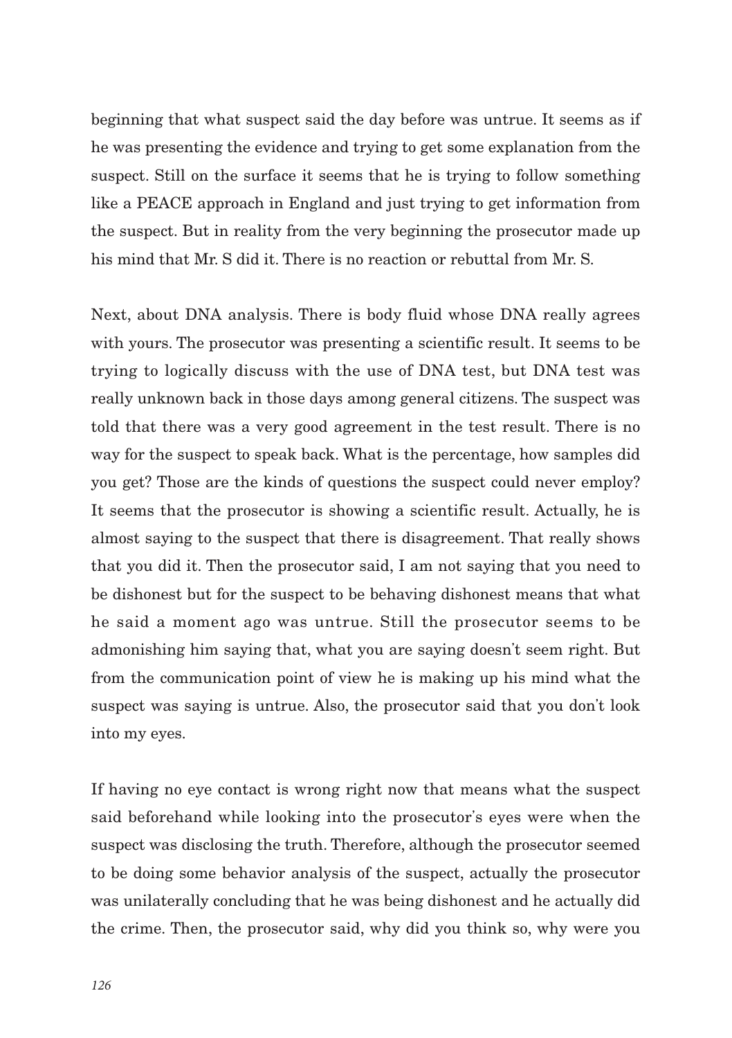beginning that what suspect said the day before was untrue. It seems as if he was presenting the evidence and trying to get some explanation from the suspect. Still on the surface it seems that he is trying to follow something like a PEACE approach in England and just trying to get information from the suspect. But in reality from the very beginning the prosecutor made up his mind that Mr. S did it. There is no reaction or rebuttal from Mr. S.

Next, about DNA analysis. There is body fluid whose DNA really agrees with yours. The prosecutor was presenting a scientific result. It seems to be trying to logically discuss with the use of DNA test, but DNA test was really unknown back in those days among general citizens. The suspect was told that there was a very good agreement in the test result. There is no way for the suspect to speak back. What is the percentage, how samples did you get? Those are the kinds of questions the suspect could never employ? It seems that the prosecutor is showing a scientific result. Actually, he is almost saying to the suspect that there is disagreement. That really shows that you did it. Then the prosecutor said, I am not saying that you need to be dishonest but for the suspect to be behaving dishonest means that what he said a moment ago was untrue. Still the prosecutor seems to be admonishing him saying that, what you are saying doesn't seem right. But from the communication point of view he is making up his mind what the suspect was saying is untrue. Also, the prosecutor said that you don't look into my eyes.

If having no eye contact is wrong right now that means what the suspect said beforehand while looking into the prosecutor's eyes were when the suspect was disclosing the truth. Therefore, although the prosecutor seemed to be doing some behavior analysis of the suspect, actually the prosecutor was unilaterally concluding that he was being dishonest and he actually did the crime. Then, the prosecutor said, why did you think so, why were you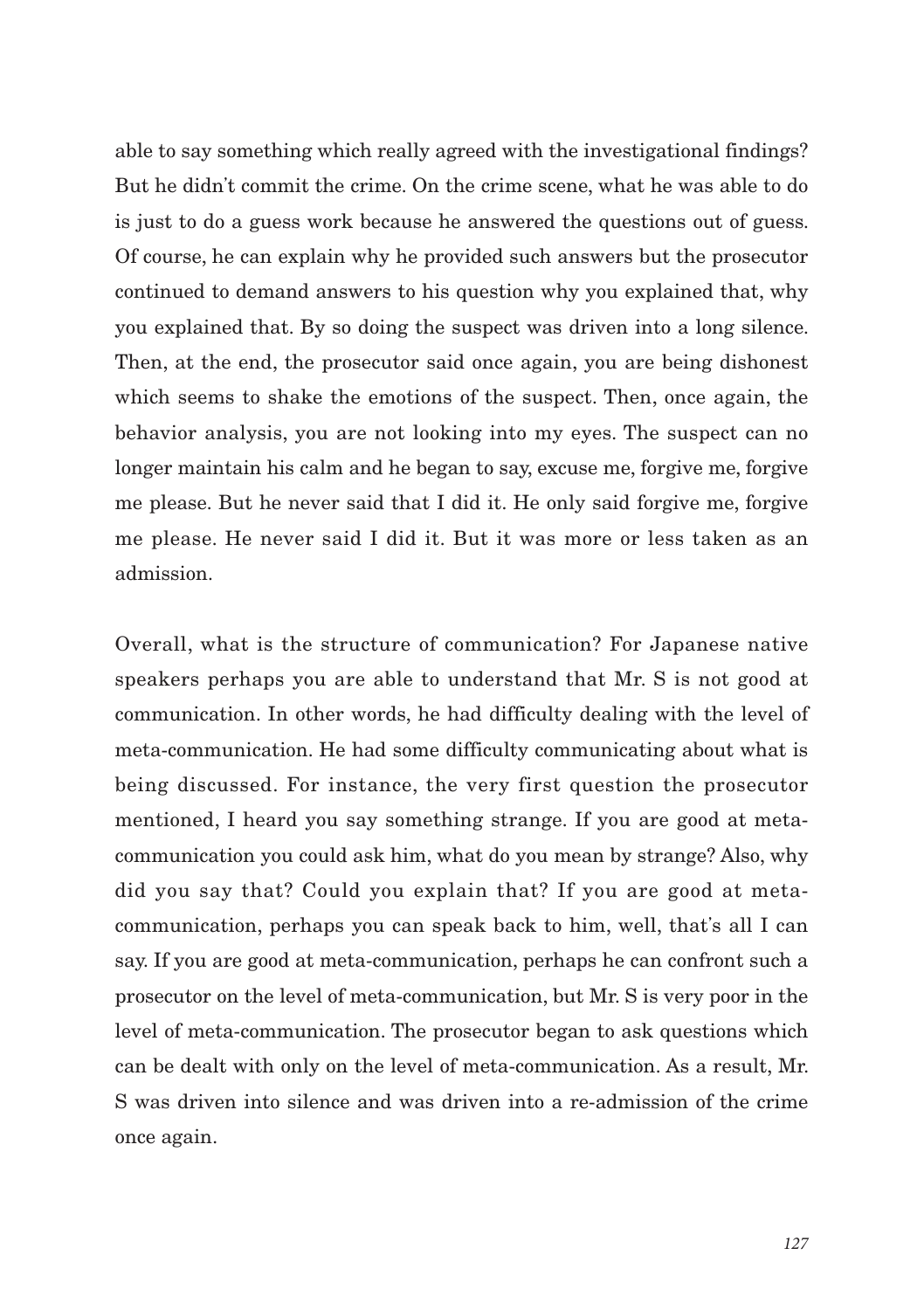able to say something which really agreed with the investigational findings? But he didn't commit the crime. On the crime scene, what he was able to do is just to do a guess work because he answered the questions out of guess. Of course, he can explain why he provided such answers but the prosecutor continued to demand answers to his question why you explained that, why you explained that. By so doing the suspect was driven into a long silence. Then, at the end, the prosecutor said once again, you are being dishonest which seems to shake the emotions of the suspect. Then, once again, the behavior analysis, you are not looking into my eyes. The suspect can no longer maintain his calm and he began to say, excuse me, forgive me, forgive me please. But he never said that I did it. He only said forgive me, forgive me please. He never said I did it. But it was more or less taken as an admission.

Overall, what is the structure of communication? For Japanese native speakers perhaps you are able to understand that Mr. S is not good at communication. In other words, he had difficulty dealing with the level of meta-communication. He had some difficulty communicating about what is being discussed. For instance, the very first question the prosecutor mentioned, I heard you say something strange. If you are good at meta-communication you could ask him, what do you mean by strange? Also, why did you say that? Could you explain that? If you are good at meta-communication, perhaps you can speak back to him, well, that's all I can say. If you are good at meta-communication, perhaps he can confront such a prosecutor on the level of meta-communication, but Mr. S is very poor in the level of meta-communication. The prosecutor began to ask questions which can be dealt with only on the level of meta-communication. As a result, Mr. S was driven into silence and was driven into a re-admission of the crime once again.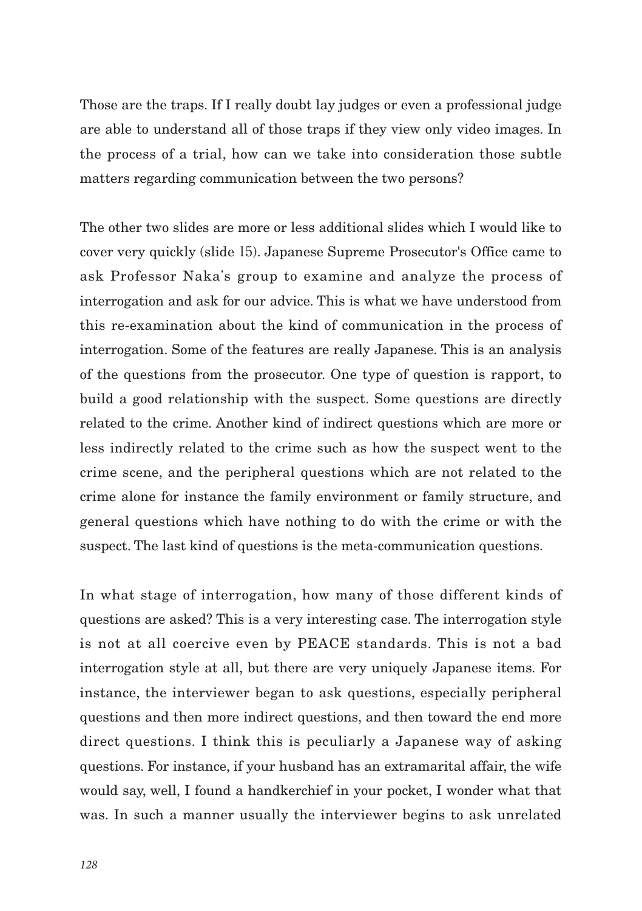Those are the traps. If I really doubt lay judges or even a professional judge are able to understand all of those traps if they view only video images. In the process of a trial, how can we take into consideration those subtle matters regarding communication between the two persons?

The other two slides are more or less additional slides which I would like to cover very quickly (slide 15). Japanese Supreme Prosecutor's Office came to ask Professor Naka's group to examine and analyze the process of interrogation and ask for our advice. This is what we have understood from this re-examination about the kind of communication in the process of interrogation. Some of the features are really Japanese. This is an analysis of the questions from the prosecutor. One type of question is rapport, to build a good relationship with the suspect. Some questions are directly related to the crime. Another kind of indirect questions which are more or less indirectly related to the crime such as how the suspect went to the crime scene, and the peripheral questions which are not related to the crime alone for instance the family environment or family structure, and general questions which have nothing to do with the crime or with the suspect. The last kind of questions is the meta-communication questions.

In what stage of interrogation, how many of those different kinds of questions are asked? This is a very interesting case. The interrogation style is not at all coercive even by PEACE standards. This is not a bad interrogation style at all, but there are very uniquely Japanese items. For instance, the interviewer began to ask questions, especially peripheral questions and then more indirect questions, and then toward the end more direct questions. I think this is peculiarly a Japanese way of asking questions. For instance, if your husband has an extramarital affair, the wife would say, well, I found a handkerchief in your pocket, I wonder what that was. In such a manner usually the interviewer begins to ask unrelated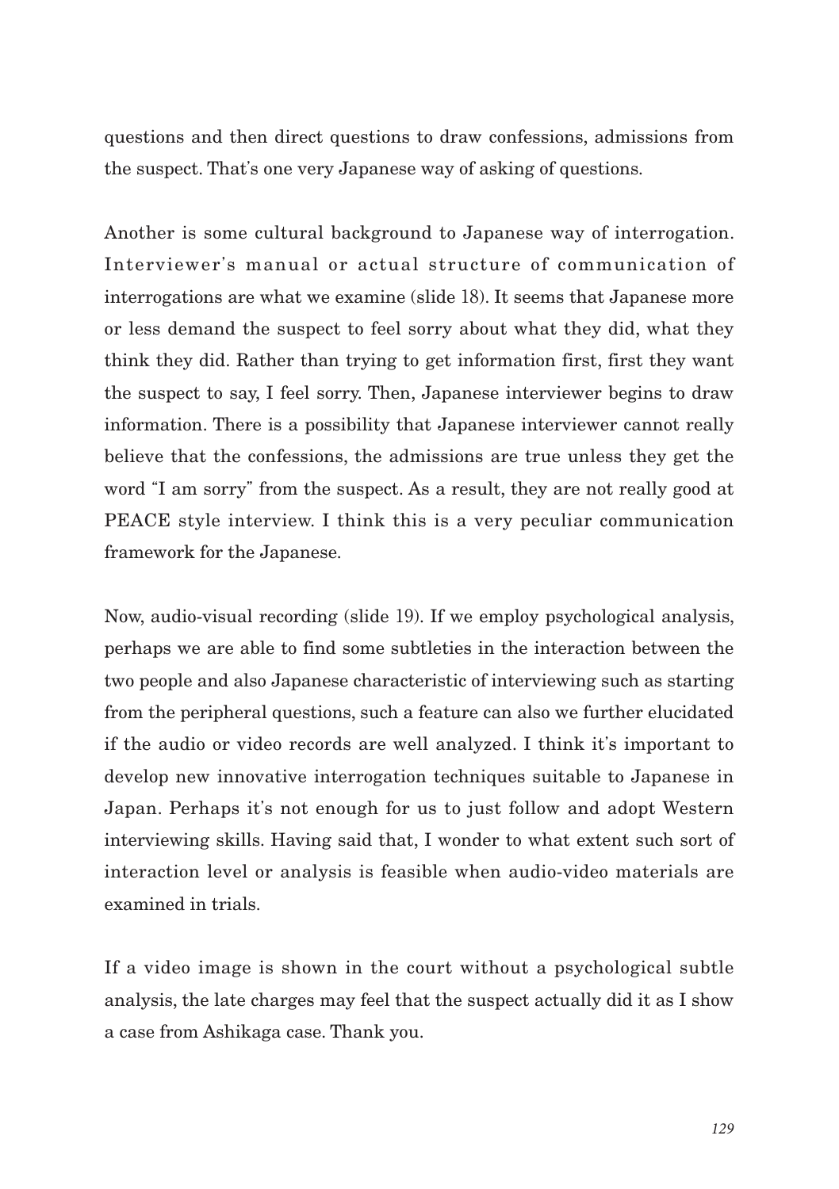questions and then direct questions to draw confessions, admissions from the suspect. That's one very Japanese way of asking of questions.

Another is some cultural background to Japanese way of interrogation. Interviewer's manual or actual structure of communication of interrogations are what we examine (slide 18). It seems that Japanese more or less demand the suspect to feel sorry about what they did, what they think they did. Rather than trying to get information first, first they want the suspect to say, I feel sorry. Then, Japanese interviewer begins to draw information. There is a possibility that Japanese interviewer cannot really believe that the confessions, the admissions are true unless they get the word "I am sorry" from the suspect. As a result, they are not really good at PEACE style interview. I think this is a very peculiar communication framework for the Japanese.

Now, audio-visual recording (slide 19). If we employ psychological analysis, perhaps we are able to find some subtleties in the interaction between the two people and also Japanese characteristic of interviewing such as starting from the peripheral questions, such a feature can also we further elucidated if the audio or video records are well analyzed. I think it's important to develop new innovative interrogation techniques suitable to Japanese in Japan. Perhaps it's not enough for us to just follow and adopt Western interviewing skills. Having said that, I wonder to what extent such sort of interaction level or analysis is feasible when audio-video materials are examined in trials.

If a video image is shown in the court without a psychological subtle analysis, the late charges may feel that the suspect actually did it as I show a case from Ashikaga case. Thank you.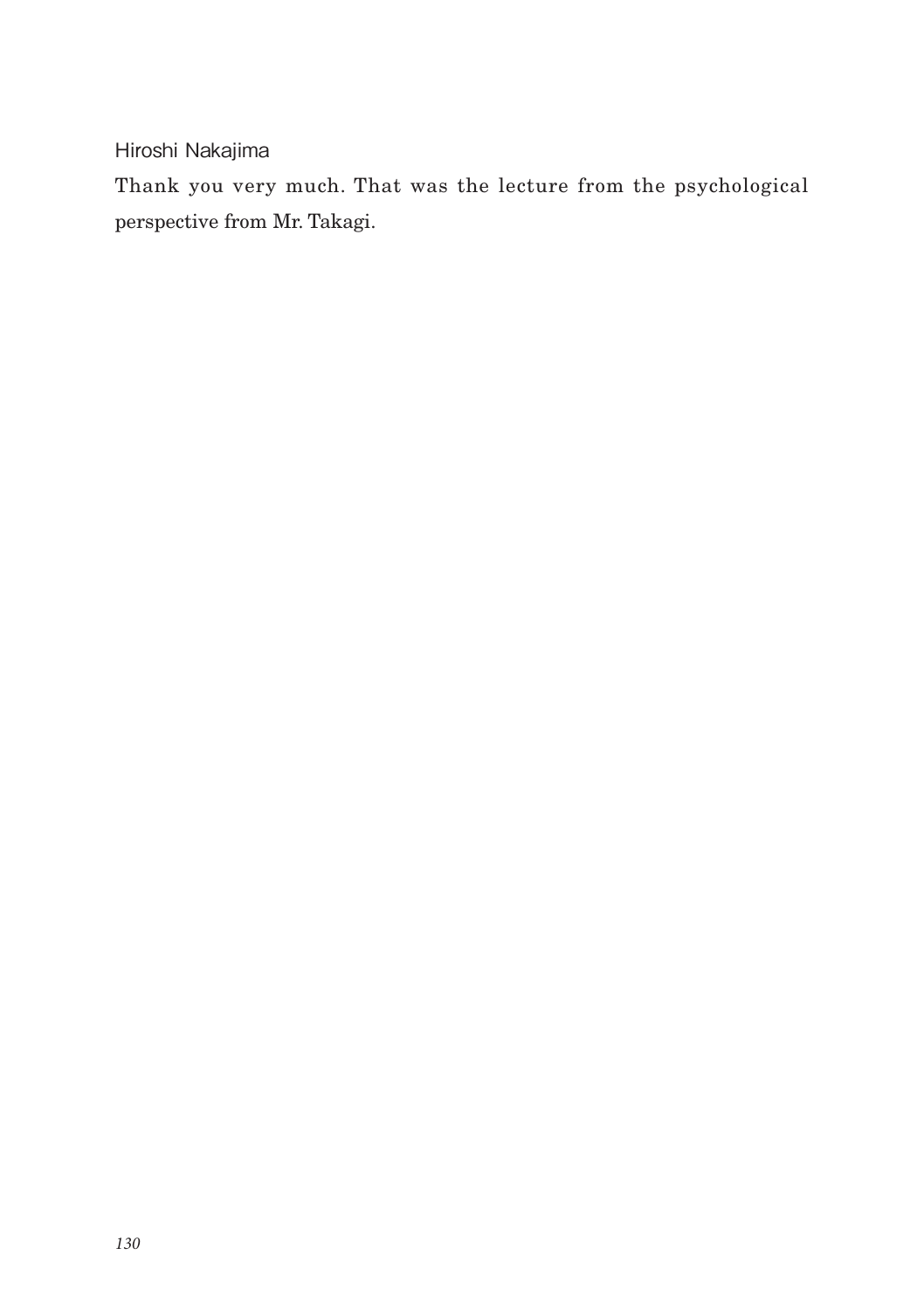Hiroshi Nakajima

Thank you very much. That was the lecture from the psychological perspective from Mr. Takagi.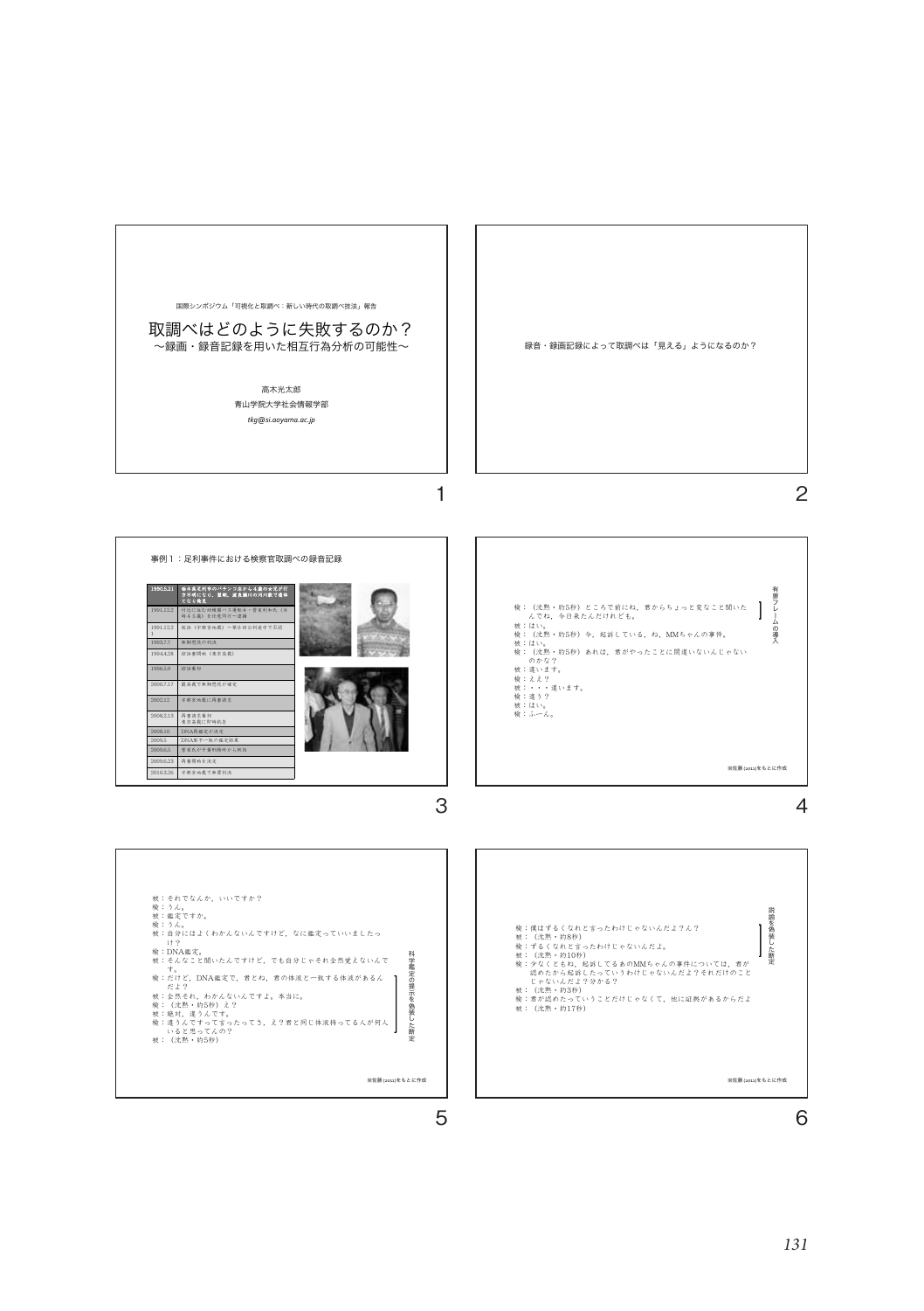国際シンポジウム「可視化と取調べ：新しい時代の取調べ技法」報告

# 取調べはどのように失敗するのか？

## ～録画・録音記録を用いた相互行為分析の可能性～

高木光太郎

青山学院大学社会情報学部

*tkg@si.aoyama.ac.jp*

---

録音・録画記録によって取調べは「見える」ようになるのか？

---

### 事例１：足利事件における検察官取調べの録音記録

| | |
|---|---|
| 1990.5.21 | 栃木県足利市のパチンコ店から４歳の女児が行方不明になり，翌朝，渡良瀬川の河川敷で遺体となり発見 |
| 1991.12.2 | 幼稚園の幼稚園バス運転手・菅家利和氏（当時45歳）を任意同行→逮捕 |
| 1991.12.2 | 起訴（宇都宮地裁）→第6回公判途中で否認 |
| 1993.7.7 | 無期懲役の判決 |
| 1994.4.28 | 控訴審開始（東京高裁） |
| 1996.5.9 | 控訴棄却 |
| 2000.7.17 | 最高裁で無期懲役が確定 |
| 2002.12 | 宇都宮地裁に再審請求 |
| 2008.2.13 | 再審請求棄却 東京高裁に即時抗告 |
| 2008.10 | DNA再鑑定が決定 |
| 2009.5 | DNA型不一致の鑑定結果 |
| 2009.6.5 | 菅家氏が千葉刑務所から釈放 |
| 2009.6.23 | 再審開始を決定 |
| 2010.3.26 | 宇都宮地裁で無罪判決 |

---

検：（沈黙・約5秒）ところで前にね，君からちょっと変なこと聞いたんでね，今日来たんだけれども。

被：はい。

検：（沈黙・約5秒）今，起訴している，ね，MMちゃんの事件。

被：はい。

検：（沈黙・約5秒）あれは，君がやったことに間違いないんじゃないのかな？

被：違います。

検：ええ？

被：・・・違います。

検：違う？

被：はい。

検：ふーん。

有罪フレームの導入

※佐藤（2011）をもとに作成

---

被：それでなんか，いいですか？

検：うん。

被：鑑定ですか。

検：うん。

被：自分にはよくわかんないんですけど，なに鑑定っていいましたっけ？

検：DNA鑑定。

被：そんなこと聞いたんですけど，でも自分じゃそれ全然覚えないんです。

検：だけど，DNA鑑定で，君とね，君の体液と一致する体液があるんだよ？

被：全然それ，わかんないんですよ。本当に。

検：（沈黙・約5秒）え？

被：絶対，違うんです。

検：違うんですって言ったってさ，え？君と同じ体液持ってる人が何人いると思ってんの？

被：（沈黙・約5秒）

科学鑑定の提示を偽装した断定

※佐藤（2011）をもとに作成

---

検：僕はずるくなれと言ったわけじゃないんだよ？ん？

被：（沈黙・約8秒）

検：ずるくなれと言ったわけじゃないんだよ。

被：（沈黙・約10秒）

検：少なくともね，起訴してるあのMMちゃんの事件については，君が認めたから起訴したっていうわけじゃないんだよ？それだけのことじゃないんだよ？分かる？

被：（沈黙・約3秒）

検：君が認めたっていうことだけじゃなくて，他に証拠があるからだよ

被：（沈黙・約17秒）

説明を偽装した断定

※佐藤（2011）をもとに作成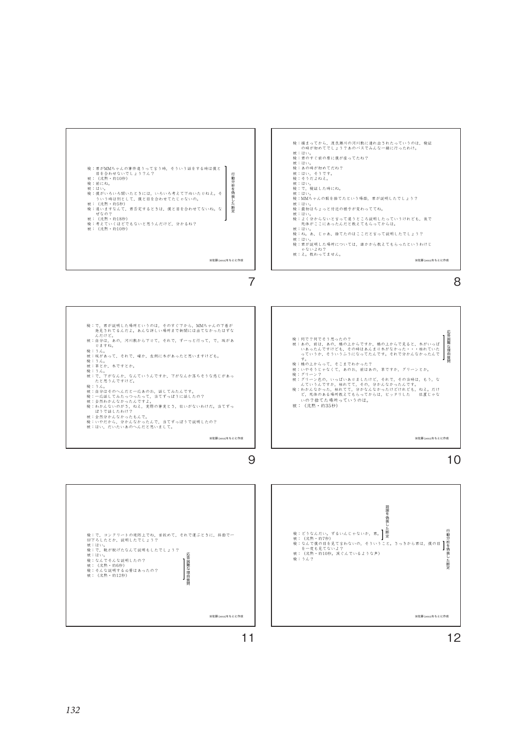検：君がMMちゃんの事件違うって言う時，そういう話をする時は僕と目を合わせないでしょう？ん？
被：（沈黙・約10秒）
検：前にね。
被：はい。
検：僕がいろいろ聞いたときには，いろいろ考えて下向いたりねえ。そういう時は別として，僕と目を合わせてたじゃないの。
被：（沈黙・約5秒）
検：違いますなんて，君否定するときは，僕と目を合わせてないね。なぜなの？
被：（沈黙・約18秒）
検：考えていくほどでもないと思うんだけど，分かるね？
被：（沈黙・約10秒）

行動分析を偽装した断定

※佐藤(2011)をもとに作成

7

検：捕まってから，渡良瀬川の河川敷に連れ出されたっていうのは，検証の時が初めてでしょう？あのバスでみんな一緒に行ったわけ。
被：はい。
検：君のすぐ前の席に僕が座ってたね？
被：はい。
検：あの時が初めてだね？
被：はい，そうです。
検：そうだよねえ。
被：はい。
検：で，検証した時にね。
被：はい。
検：MMちゃんの服を捨てたという場面，君が説明したでしょう？
被：はい。
検：最初はちょっと付近の様子が変わっててね。
被：はい。
検：よく分からないと言って違うところ説明したっていうけれども，後で死体がここにあったんだと教えてもらってからは。
被：はい。
検：ね。あ，じゃあ，捨てたのはここだと言って説明したでしょう？
被：はい。
検：君が説明した場所については，誰かから教えてもらったというわけじゃないよね？
被：え。教わってません。

※佐藤(2011)をもとに作成

8

検：で，君が説明した場所というのは，そのすぐ下から，MMちゃんの下着が発見されてるんだよ。あんな詳しい場所まで新聞には出てなかったはずなんだけど。
被：自分は，あの，河川敷から下りて，それで，ずーっと行って，で，坂がありますね。
検：うん。
被：坂があって，それで，確か，左側に木があったと思いますけども。
検：うん。
被：草とか，木ですとか。
検：うん。
被：で，下がなんか，なんていうんですか，下がなんか落ちそうな感じがあったと思うんですけど。
検：うん。
被：自分はそのへんだと一応あのお，話してみたんです。
検：一応話してみたっつったって，当てずっぽうに話したの？
被：全然わかんなかったんですよ。
検：わかんないのがさ，ねえ，実際の事実とさ，狂いがないわけだ。当てずっぽうで話したわけ？
被：全然分かんなかったもんで。
検：いやだから，分かんなかったんで，当てずっぽうで説明したの？
被：はい，だいたいあのへんだと思いまして。

※佐藤(2011)をもとに作成

9

検：何で？何でそう思ったの？
被：あの，前は，あの，橋の上からですか，橋の上からで見ると，木がいっぱいあったんですけども，その時はあんまり木がなかった・・・枯れていたっていうか，そういうふうになってたんです。それで分かんなかったんです。
検：橋の上からって，そこまでわかった？
被：いやそうじゃなくて，あのお，前はあの，草ですか，グリーンとか。
検：グリーン？
被：グリーン色の，いっぱいありましたけど，それで，その当時は，もう，なんていうんですか，枯れてて，その，分かんなかったんです。
検：わかんなかった，枯れてて，分かんなかったけどけれども，ねえ。だけど，死体のある場所教えてもらってからは，ピッタリした　位置じゃないの？捨てた場所っていうのは。
被：（沈黙・約35秒）

応答困難な理由質問

※佐藤(2011)をもとに作成

10

検：で，コンクリートの堤防上でね，首絞めて，それで運ぶときに，斜面で一回下ろしたとか，説明したでしょう？
被：はい。
検：で，靴が脱げたなんて説明もしたでしょう？
被：はい。
検：なんでそんな説明したの？
被：（沈黙・約6秒）
検：そんな説明する必要はあったの？
被：（沈黙・約12秒）

応答困難な理由質問

※佐藤(2011)をもとに作成

11

検：どうなんだい。ずるいんじゃないか，君。
被：（沈黙・約7秒）

説諭を偽装した断定

検：なんで僕の目を見て言わないの，そういうこと。さっきから君は，僕の目を一度も見てないよ？
被：（沈黙・約10秒。涙ぐんでいるような声）
検：うん？

行動分析を偽装した断定

※佐藤(2011)をもとに作成

12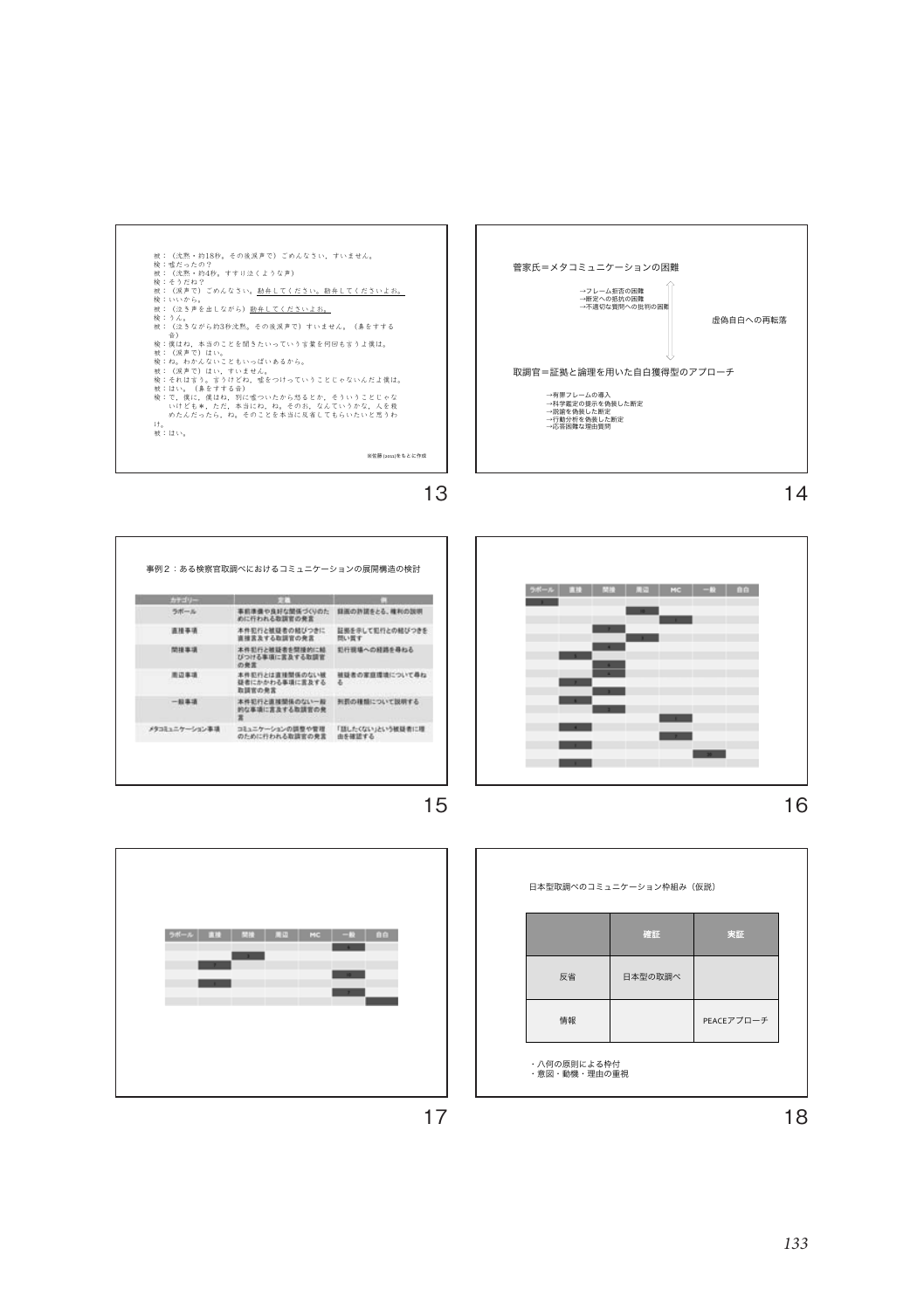被：（沈黙・約18秒。その後涙声で）ごめんなさい、すいません。
検：嘘だったの？
被：（沈黙・約4秒。すすり泣くような声）
検：そうだね？
被：（涙声で）ごめんなさい。勘弁してください。勘弁してくださいよお。
検：いいから。
被：（泣き声を出しながら）勘弁してくださいよお。
検：うん。
被：（泣きながら約3秒沈黙。その後涙声で）すいません。（鼻をすする音）
検：僕はね、本当のことを聞きたいっていう言葉を何回も言うよ僕は。
被：（涙声で）はい。
検：ね。わかんないこともいっぱいあるから。
被：（涙声で）はい、すいません。
検：それは言う。言うけどね、嘘をつけっていうことじゃないんだよ僕は。
被：はい。（鼻をすする音）
検：で、僕に、僕はね、別に嘘ついたから怒るとか、そういうことじゃないけども＊、ただ、本当にね、ね。そのお、なんていうかな、人を殺めたんだったら、ね。そのことを本当に反省してもらいたいと思うわけ。
被：はい。

※佐藤（2011)をもとに作成

菅家氏＝メタコミュニケーションの困難

→フレーム拒否の困難
→断定への抵抗の困難
→不適切な質問への批判の困難

虚偽自白への再転落

取調官＝証拠と論理を用いた自白獲得型のアプローチ

→有罪フレームの導入
→科学鑑定の提示を偽装した断定
→供述を偽装した断定
→行動分析を偽装した断定
→応答困難な理由質問

事例2：ある検察官取調べにおけるコミュニケーションの展開構造の検討

| カテゴリー | 定義 | 例 |
|---|---|---|
| ラポール | 事前準備や良好な関係づくりのために行われる取調官の発言 | 録画の許諾をとる、権利の説明 |
| 直接事項 | 本件犯行と被疑者の結びつきに直接言及する取調官の発言 | 証拠を示して犯行との結びつきを問い質す |
| 間接事項 | 本件犯行と被疑者を間接的に結びつける事項に言及する取調官の発言 | 犯行現場への経路を尋ねる |
| 周辺事項 | 本件犯行とは直接関係のない被疑者にかかわる事項に言及する取調官の発言 | 被疑者の家庭環境について尋ねる |
| 一般事項 | 本件犯行と直接関係のない一般的な事項に言及する取調官の発言 | 刑罰の種類について説明する |
| メタコミュニケーション事項 | コミュニケーションの調整や管理のために行われる取調官の発言 | 「話したくない」という被疑者に理由を確認する |

ラポール　直接　間接　周辺　MC　一般　自白

ラポール　直接　間接　周辺　MC　一般　自白

日本型取調べのコミュニケーション枠組み（仮説）

| | 確証 | 実証 |
|---|---|---|
| 反省 | 日本型の取調べ | |
| 情報 | | PEACEアプローチ |

・八何の原則による枠付
・意図・動機・理由の重視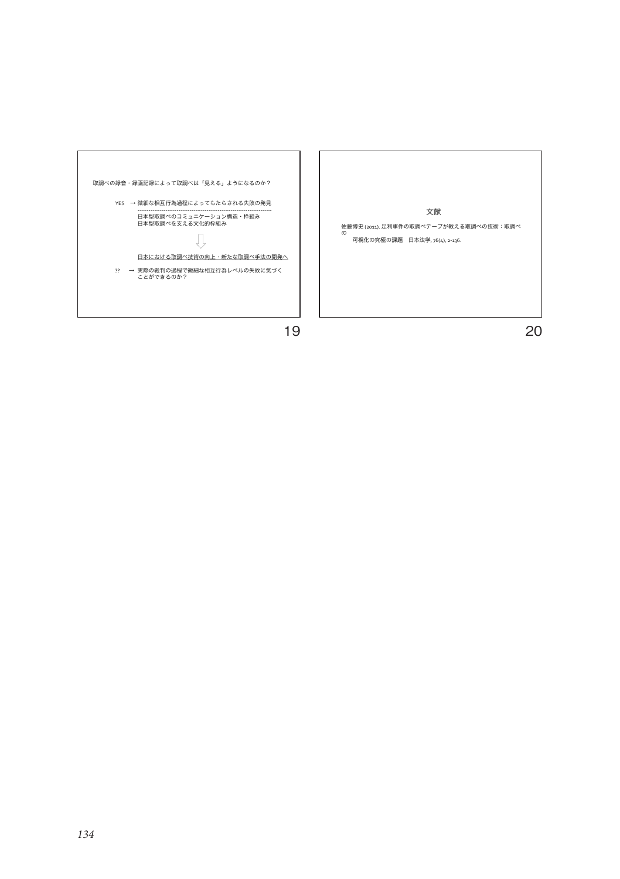取調べの録音・録画記録によって取調べは「見える」ようになるのか？

YES → 微細な相互行為過程によってもたらされる失敗の発見

日本型取調べのコミュニケーション構造・枠組み
日本型取調べを支える文化的枠組み

⇩

日本における取調べ技術の向上・新たな取調べ手法の開発へ

?? → 実際の裁判の過程で微細な相互行為レベルの失敗に気づくことができるのか？

## 文献

佐藤博史 (2011). 足利事件の取調べテープが教える取調べの技術：取調べの可視化の究極の課題　日本法学, 76(4), 2-136.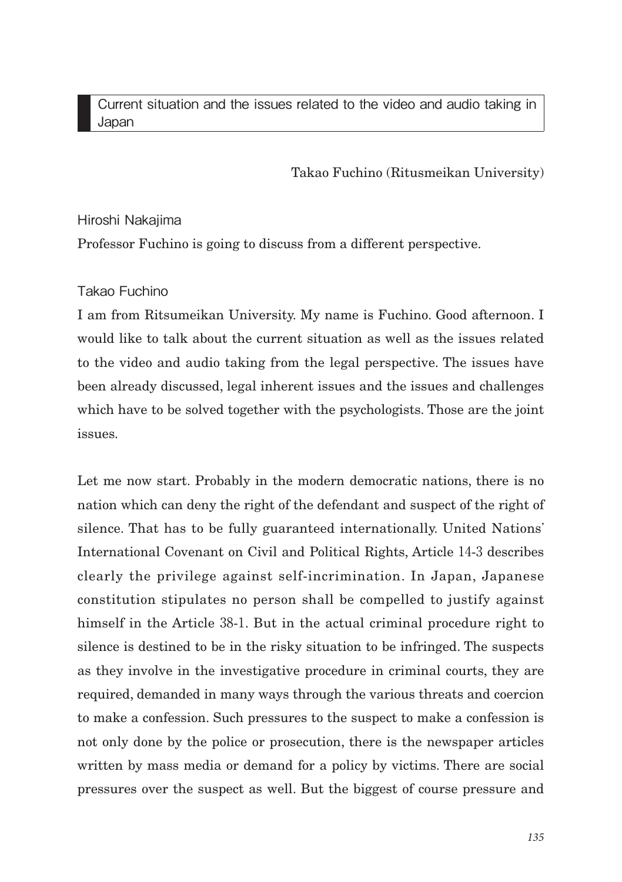## Current situation and the issues related to the video and audio taking in Japan

Takao Fuchino (Ritusmeikan University)

Hiroshi Nakajima

Professor Fuchino is going to discuss from a different perspective.

Takao Fuchino

I am from Ritsumeikan University. My name is Fuchino. Good afternoon. I would like to talk about the current situation as well as the issues related to the video and audio taking from the legal perspective. The issues have been already discussed, legal inherent issues and the issues and challenges which have to be solved together with the psychologists. Those are the joint issues.

Let me now start. Probably in the modern democratic nations, there is no nation which can deny the right of the defendant and suspect of the right of silence. That has to be fully guaranteed internationally. United Nations' International Covenant on Civil and Political Rights, Article 14-3 describes clearly the privilege against self-incrimination. In Japan, Japanese constitution stipulates no person shall be compelled to justify against himself in the Article 38-1. But in the actual criminal procedure right to silence is destined to be in the risky situation to be infringed. The suspects as they involve in the investigative procedure in criminal courts, they are required, demanded in many ways through the various threats and coercion to make a confession. Such pressures to the suspect to make a confession is not only done by the police or prosecution, there is the newspaper articles written by mass media or demand for a policy by victims. There are social pressures over the suspect as well. But the biggest of course pressure and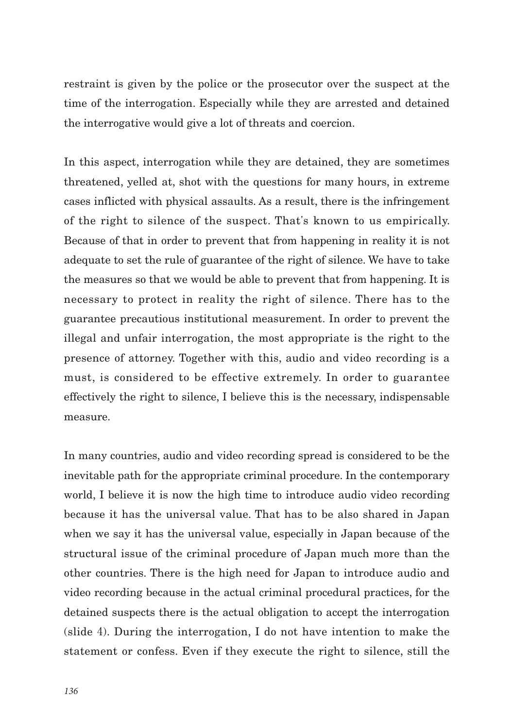restraint is given by the police or the prosecutor over the suspect at the time of the interrogation. Especially while they are arrested and detained the interrogative would give a lot of threats and coercion.

In this aspect, interrogation while they are detained, they are sometimes threatened, yelled at, shot with the questions for many hours, in extreme cases inflicted with physical assaults. As a result, there is the infringement of the right to silence of the suspect. That's known to us empirically. Because of that in order to prevent that from happening in reality it is not adequate to set the rule of guarantee of the right of silence. We have to take the measures so that we would be able to prevent that from happening. It is necessary to protect in reality the right of silence. There has to the guarantee precautious institutional measurement. In order to prevent the illegal and unfair interrogation, the most appropriate is the right to the presence of attorney. Together with this, audio and video recording is a must, is considered to be effective extremely. In order to guarantee effectively the right to silence, I believe this is the necessary, indispensable measure.

In many countries, audio and video recording spread is considered to be the inevitable path for the appropriate criminal procedure. In the contemporary world, I believe it is now the high time to introduce audio video recording because it has the universal value. That has to be also shared in Japan when we say it has the universal value, especially in Japan because of the structural issue of the criminal procedure of Japan much more than the other countries. There is the high need for Japan to introduce audio and video recording because in the actual criminal procedural practices, for the detained suspects there is the actual obligation to accept the interrogation (slide 4). During the interrogation, I do not have intention to make the statement or confess. Even if they execute the right to silence, still the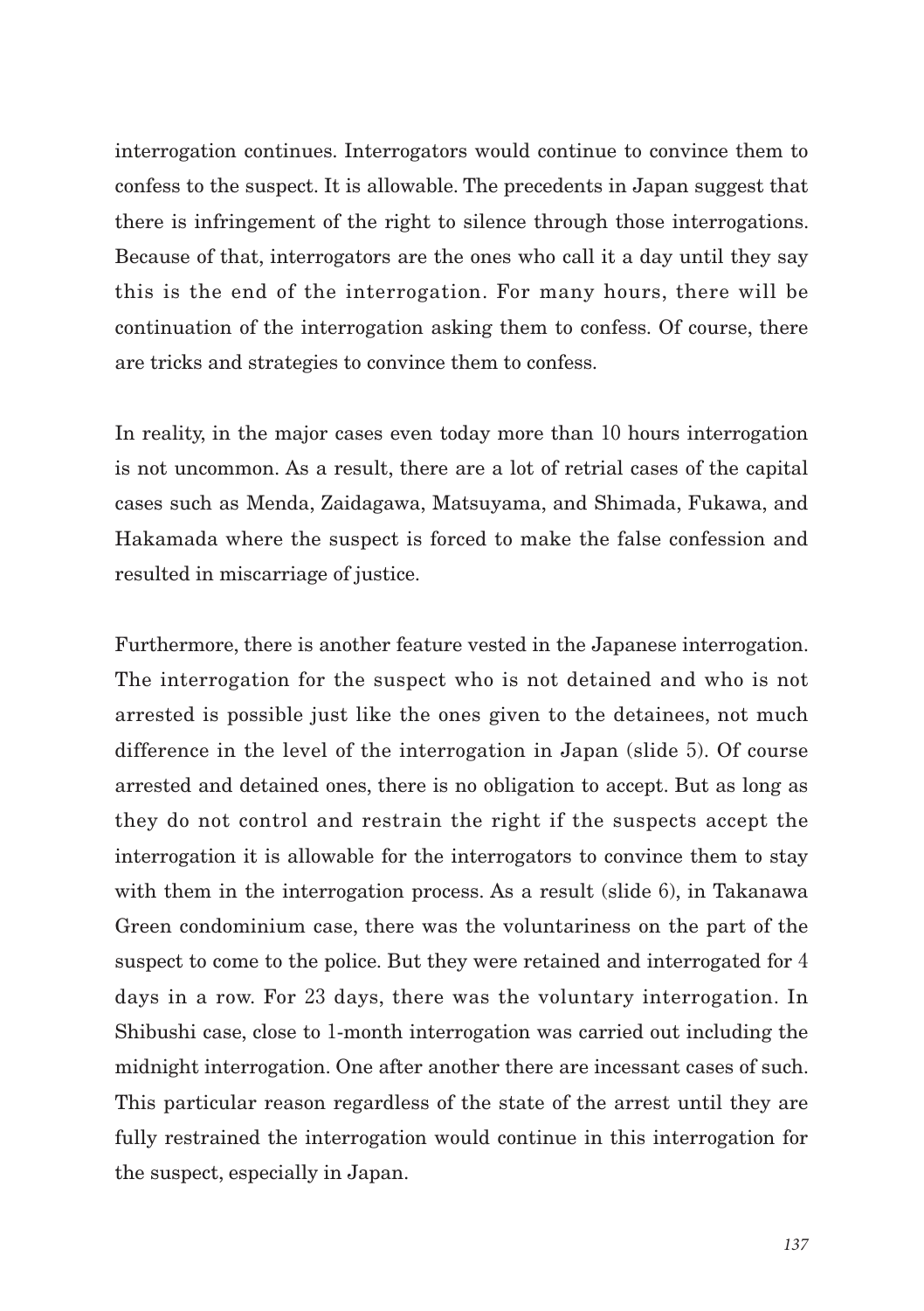interrogation continues. Interrogators would continue to convince them to confess to the suspect. It is allowable. The precedents in Japan suggest that there is infringement of the right to silence through those interrogations. Because of that, interrogators are the ones who call it a day until they say this is the end of the interrogation. For many hours, there will be continuation of the interrogation asking them to confess. Of course, there are tricks and strategies to convince them to confess.

In reality, in the major cases even today more than 10 hours interrogation is not uncommon. As a result, there are a lot of retrial cases of the capital cases such as Menda, Zaidagawa, Matsuyama, and Shimada, Fukawa, and Hakamada where the suspect is forced to make the false confession and resulted in miscarriage of justice.

Furthermore, there is another feature vested in the Japanese interrogation. The interrogation for the suspect who is not detained and who is not arrested is possible just like the ones given to the detainees, not much difference in the level of the interrogation in Japan (slide 5). Of course arrested and detained ones, there is no obligation to accept. But as long as they do not control and restrain the right if the suspects accept the interrogation it is allowable for the interrogators to convince them to stay with them in the interrogation process. As a result (slide 6), in Takanawa Green condominium case, there was the voluntariness on the part of the suspect to come to the police. But they were retained and interrogated for 4 days in a row. For 23 days, there was the voluntary interrogation. In Shibushi case, close to 1-month interrogation was carried out including the midnight interrogation. One after another there are incessant cases of such. This particular reason regardless of the state of the arrest until they are fully restrained the interrogation would continue in this interrogation for the suspect, especially in Japan.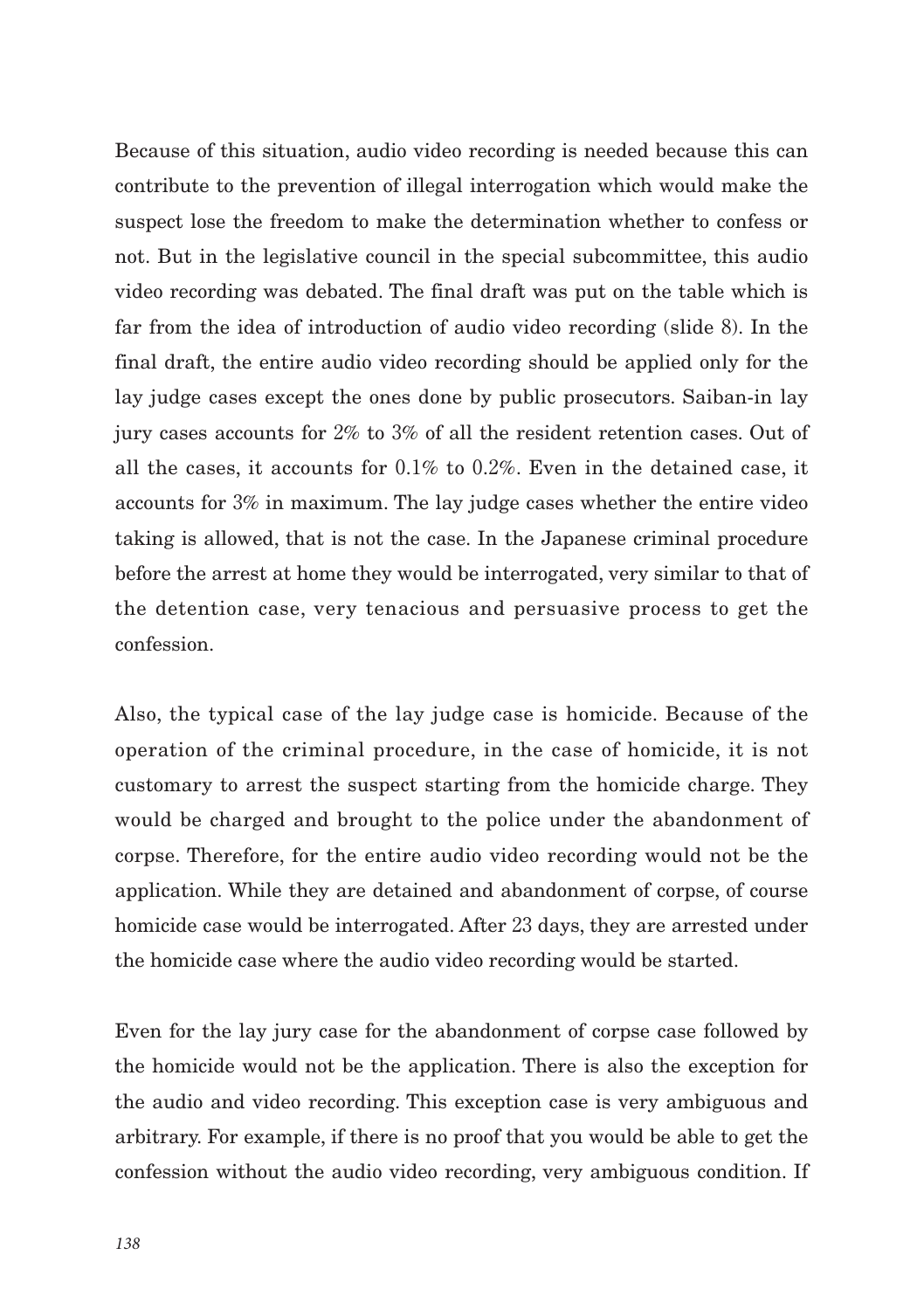Because of this situation, audio video recording is needed because this can contribute to the prevention of illegal interrogation which would make the suspect lose the freedom to make the determination whether to confess or not. But in the legislative council in the special subcommittee, this audio video recording was debated. The final draft was put on the table which is far from the idea of introduction of audio video recording (slide 8). In the final draft, the entire audio video recording should be applied only for the lay judge cases except the ones done by public prosecutors. Saiban-in lay jury cases accounts for 2% to 3% of all the resident retention cases. Out of all the cases, it accounts for 0.1% to 0.2%. Even in the detained case, it accounts for 3% in maximum. The lay judge cases whether the entire video taking is allowed, that is not the case. In the Japanese criminal procedure before the arrest at home they would be interrogated, very similar to that of the detention case, very tenacious and persuasive process to get the confession.

Also, the typical case of the lay judge case is homicide. Because of the operation of the criminal procedure, in the case of homicide, it is not customary to arrest the suspect starting from the homicide charge. They would be charged and brought to the police under the abandonment of corpse. Therefore, for the entire audio video recording would not be the application. While they are detained and abandonment of corpse, of course homicide case would be interrogated. After 23 days, they are arrested under the homicide case where the audio video recording would be started.

Even for the lay jury case for the abandonment of corpse case followed by the homicide would not be the application. There is also the exception for the audio and video recording. This exception case is very ambiguous and arbitrary. For example, if there is no proof that you would be able to get the confession without the audio video recording, very ambiguous condition. If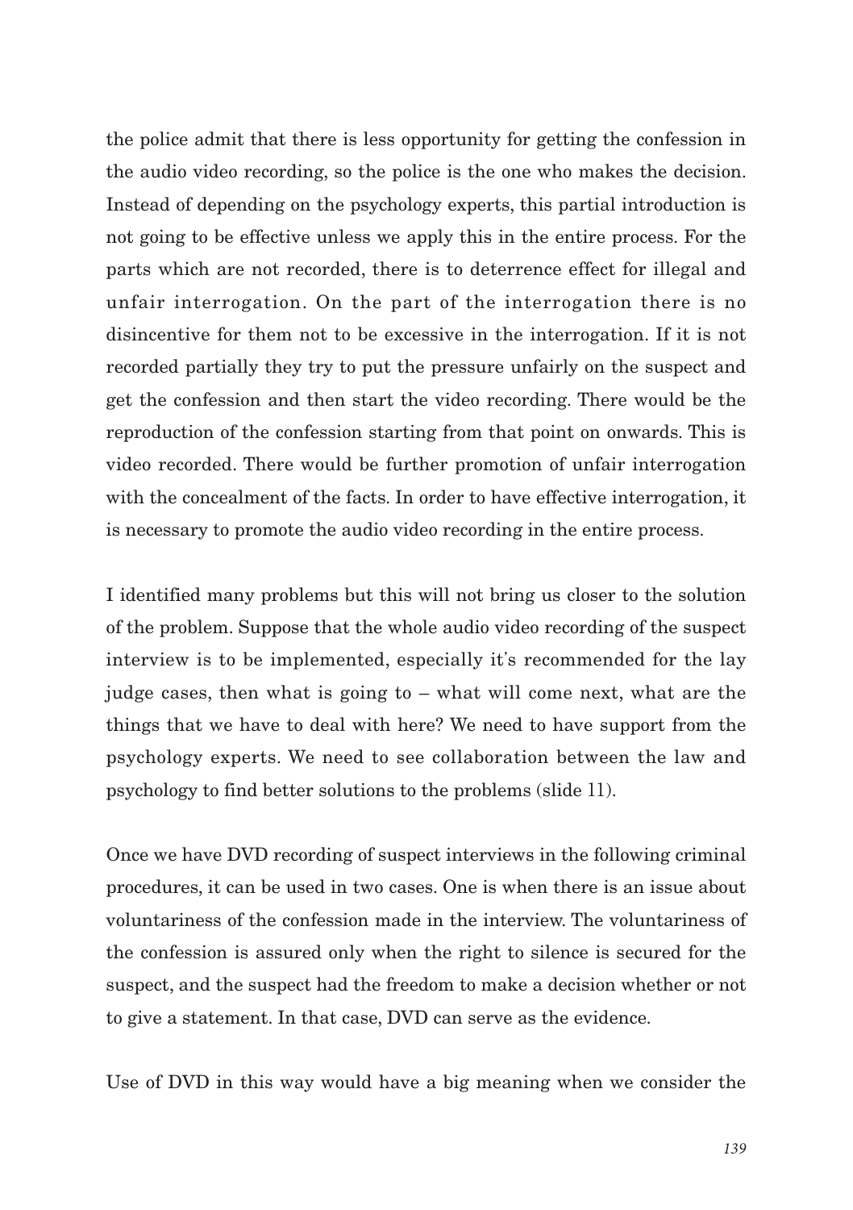the police admit that there is less opportunity for getting the confession in the audio video recording, so the police is the one who makes the decision. Instead of depending on the psychology experts, this partial introduction is not going to be effective unless we apply this in the entire process. For the parts which are not recorded, there is to deterrence effect for illegal and unfair interrogation. On the part of the interrogation there is no disincentive for them not to be excessive in the interrogation. If it is not recorded partially they try to put the pressure unfairly on the suspect and get the confession and then start the video recording. There would be the reproduction of the confession starting from that point on onwards. This is video recorded. There would be further promotion of unfair interrogation with the concealment of the facts. In order to have effective interrogation, it is necessary to promote the audio video recording in the entire process.

I identified many problems but this will not bring us closer to the solution of the problem. Suppose that the whole audio video recording of the suspect interview is to be implemented, especially it's recommended for the lay judge cases, then what is going to – what will come next, what are the things that we have to deal with here? We need to have support from the psychology experts. We need to see collaboration between the law and psychology to find better solutions to the problems (slide 11).

Once we have DVD recording of suspect interviews in the following criminal procedures, it can be used in two cases. One is when there is an issue about voluntariness of the confession made in the interview. The voluntariness of the confession is assured only when the right to silence is secured for the suspect, and the suspect had the freedom to make a decision whether or not to give a statement. In that case, DVD can serve as the evidence.

Use of DVD in this way would have a big meaning when we consider the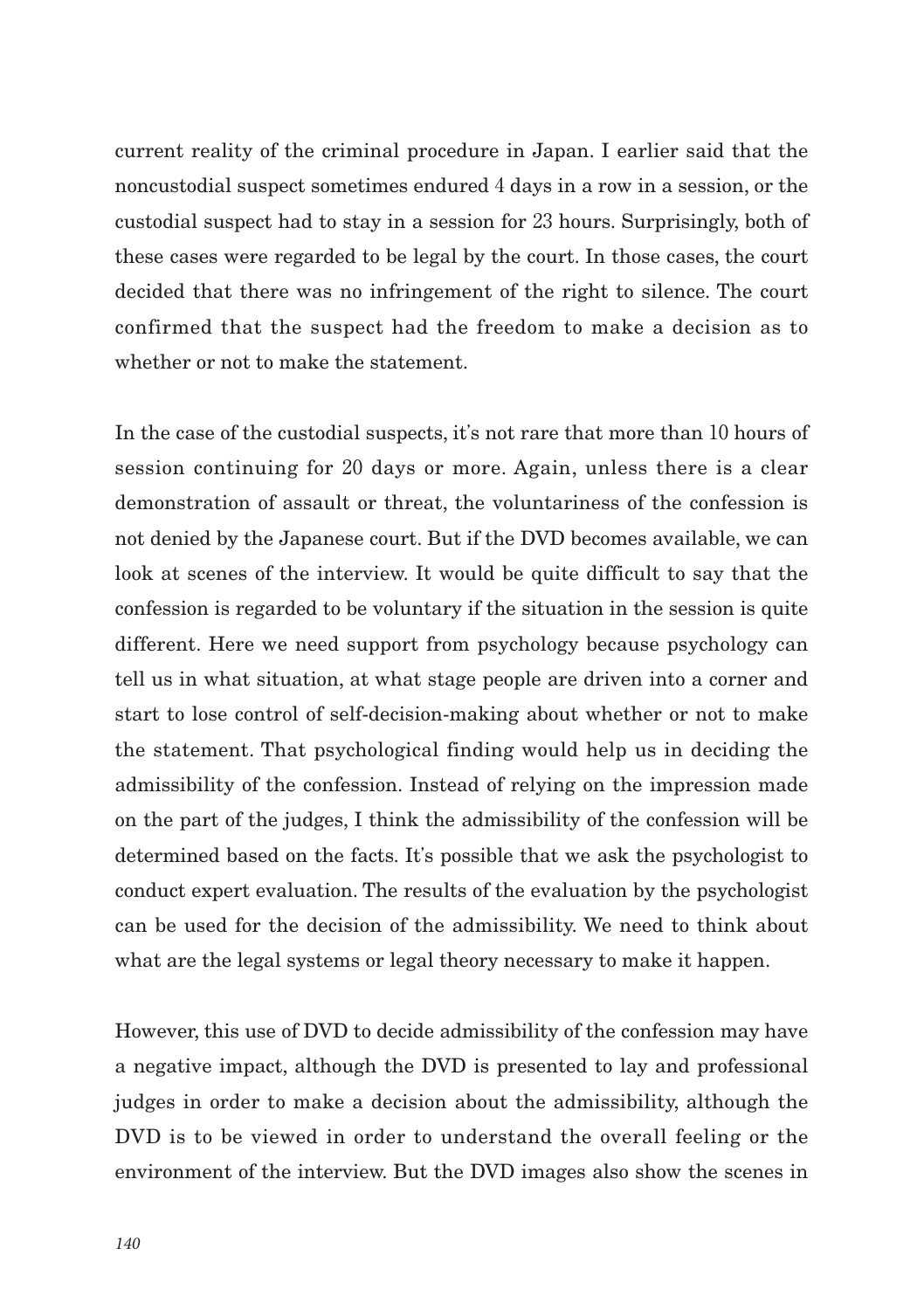current reality of the criminal procedure in Japan. I earlier said that the noncustodial suspect sometimes endured 4 days in a row in a session, or the custodial suspect had to stay in a session for 23 hours. Surprisingly, both of these cases were regarded to be legal by the court. In those cases, the court decided that there was no infringement of the right to silence. The court confirmed that the suspect had the freedom to make a decision as to whether or not to make the statement.

In the case of the custodial suspects, it's not rare that more than 10 hours of session continuing for 20 days or more. Again, unless there is a clear demonstration of assault or threat, the voluntariness of the confession is not denied by the Japanese court. But if the DVD becomes available, we can look at scenes of the interview. It would be quite difficult to say that the confession is regarded to be voluntary if the situation in the session is quite different. Here we need support from psychology because psychology can tell us in what situation, at what stage people are driven into a corner and start to lose control of self-decision-making about whether or not to make the statement. That psychological finding would help us in deciding the admissibility of the confession. Instead of relying on the impression made on the part of the judges, I think the admissibility of the confession will be determined based on the facts. It's possible that we ask the psychologist to conduct expert evaluation. The results of the evaluation by the psychologist can be used for the decision of the admissibility. We need to think about what are the legal systems or legal theory necessary to make it happen.

However, this use of DVD to decide admissibility of the confession may have a negative impact, although the DVD is presented to lay and professional judges in order to make a decision about the admissibility, although the DVD is to be viewed in order to understand the overall feeling or the environment of the interview. But the DVD images also show the scenes in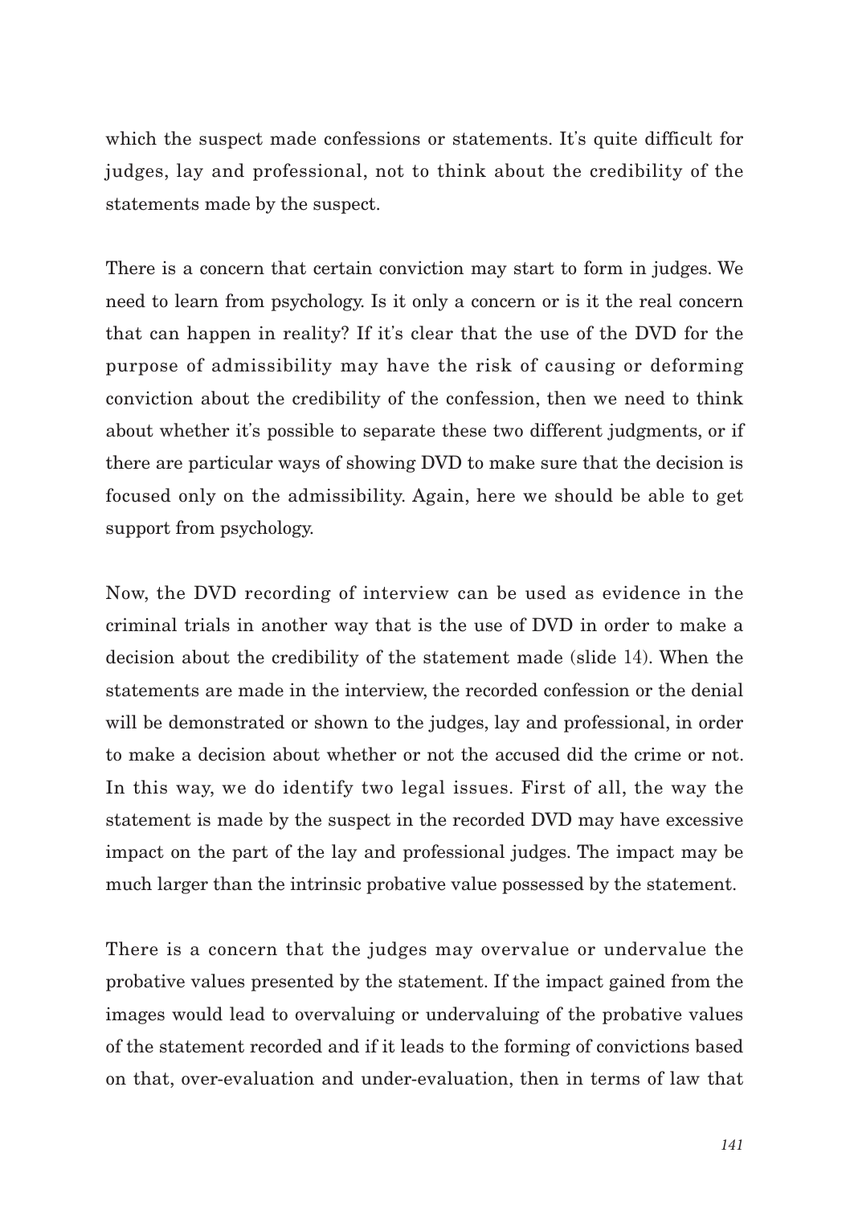which the suspect made confessions or statements. It's quite difficult for judges, lay and professional, not to think about the credibility of the statements made by the suspect.

There is a concern that certain conviction may start to form in judges. We need to learn from psychology. Is it only a concern or is it the real concern that can happen in reality? If it's clear that the use of the DVD for the purpose of admissibility may have the risk of causing or deforming conviction about the credibility of the confession, then we need to think about whether it's possible to separate these two different judgments, or if there are particular ways of showing DVD to make sure that the decision is focused only on the admissibility. Again, here we should be able to get support from psychology.

Now, the DVD recording of interview can be used as evidence in the criminal trials in another way that is the use of DVD in order to make a decision about the credibility of the statement made (slide 14). When the statements are made in the interview, the recorded confession or the denial will be demonstrated or shown to the judges, lay and professional, in order to make a decision about whether or not the accused did the crime or not. In this way, we do identify two legal issues. First of all, the way the statement is made by the suspect in the recorded DVD may have excessive impact on the part of the lay and professional judges. The impact may be much larger than the intrinsic probative value possessed by the statement.

There is a concern that the judges may overvalue or undervalue the probative values presented by the statement. If the impact gained from the images would lead to overvaluing or undervaluing of the probative values of the statement recorded and if it leads to the forming of convictions based on that, over-evaluation and under-evaluation, then in terms of law that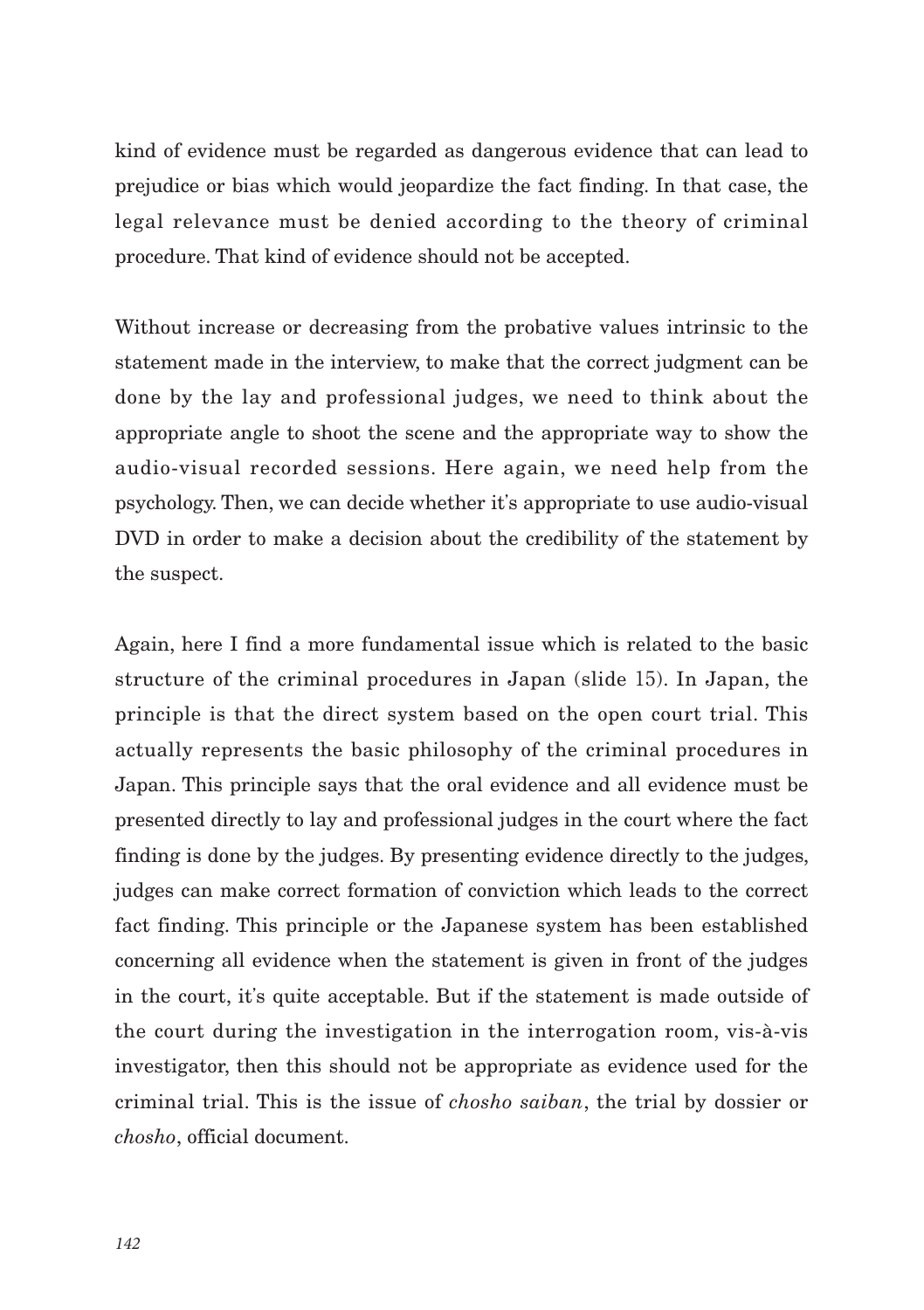kind of evidence must be regarded as dangerous evidence that can lead to prejudice or bias which would jeopardize the fact finding. In that case, the legal relevance must be denied according to the theory of criminal procedure. That kind of evidence should not be accepted.

Without increase or decreasing from the probative values intrinsic to the statement made in the interview, to make that the correct judgment can be done by the lay and professional judges, we need to think about the appropriate angle to shoot the scene and the appropriate way to show the audio-visual recorded sessions. Here again, we need help from the psychology. Then, we can decide whether it's appropriate to use audio-visual DVD in order to make a decision about the credibility of the statement by the suspect.

Again, here I find a more fundamental issue which is related to the basic structure of the criminal procedures in Japan (slide 15). In Japan, the principle is that the direct system based on the open court trial. This actually represents the basic philosophy of the criminal procedures in Japan. This principle says that the oral evidence and all evidence must be presented directly to lay and professional judges in the court where the fact finding is done by the judges. By presenting evidence directly to the judges, judges can make correct formation of conviction which leads to the correct fact finding. This principle or the Japanese system has been established concerning all evidence when the statement is given in front of the judges in the court, it's quite acceptable. But if the statement is made outside of the court during the investigation in the interrogation room, vis-à-vis investigator, then this should not be appropriate as evidence used for the criminal trial. This is the issue of *chosho saiban*, the trial by dossier or *chosho*, official document.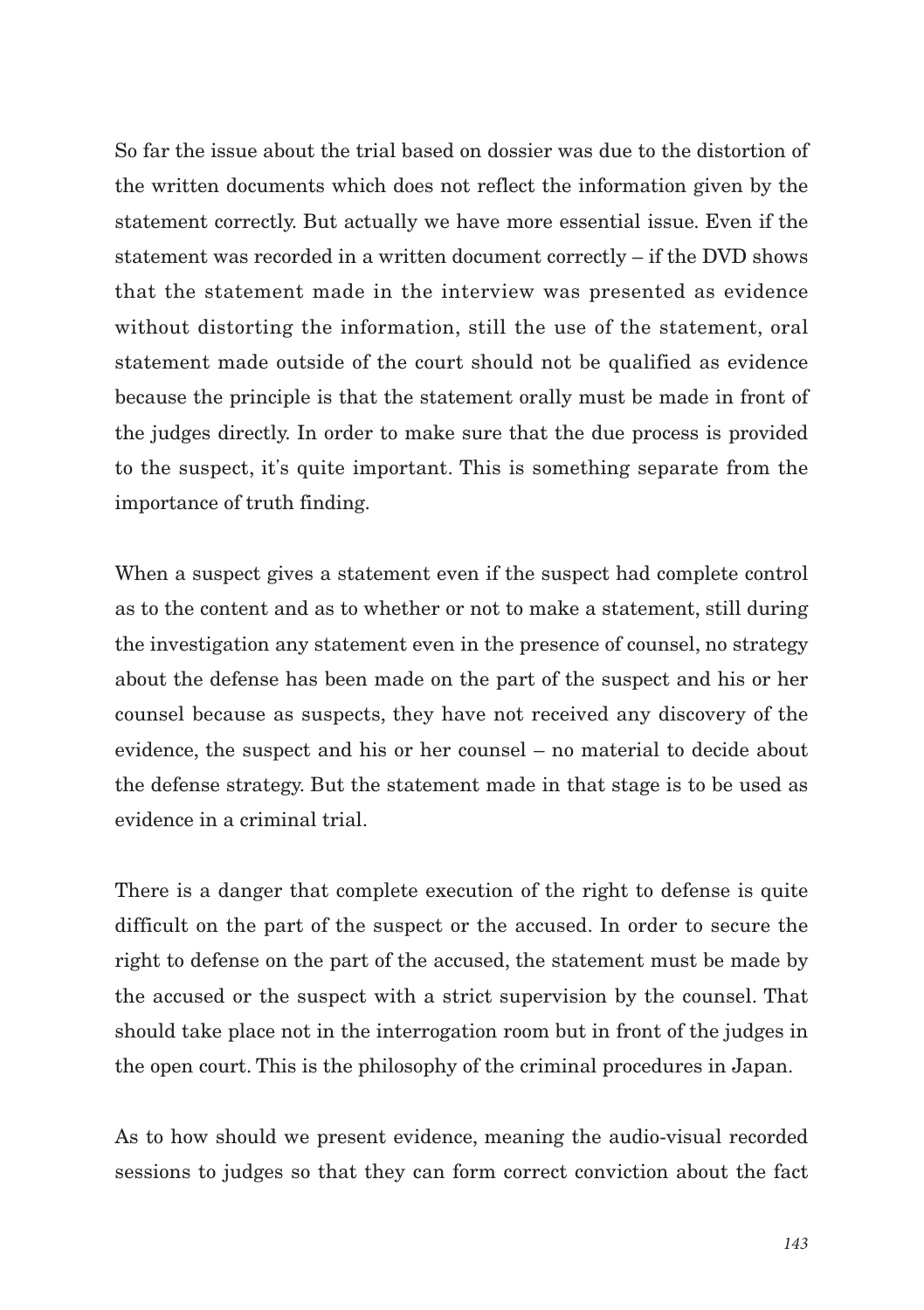So far the issue about the trial based on dossier was due to the distortion of the written documents which does not reflect the information given by the statement correctly. But actually we have more essential issue. Even if the statement was recorded in a written document correctly – if the DVD shows that the statement made in the interview was presented as evidence without distorting the information, still the use of the statement, oral statement made outside of the court should not be qualified as evidence because the principle is that the statement orally must be made in front of the judges directly. In order to make sure that the due process is provided to the suspect, it's quite important. This is something separate from the importance of truth finding.

When a suspect gives a statement even if the suspect had complete control as to the content and as to whether or not to make a statement, still during the investigation any statement even in the presence of counsel, no strategy about the defense has been made on the part of the suspect and his or her counsel because as suspects, they have not received any discovery of the evidence, the suspect and his or her counsel – no material to decide about the defense strategy. But the statement made in that stage is to be used as evidence in a criminal trial.

There is a danger that complete execution of the right to defense is quite difficult on the part of the suspect or the accused. In order to secure the right to defense on the part of the accused, the statement must be made by the accused or the suspect with a strict supervision by the counsel. That should take place not in the interrogation room but in front of the judges in the open court. This is the philosophy of the criminal procedures in Japan.

As to how should we present evidence, meaning the audio-visual recorded sessions to judges so that they can form correct conviction about the fact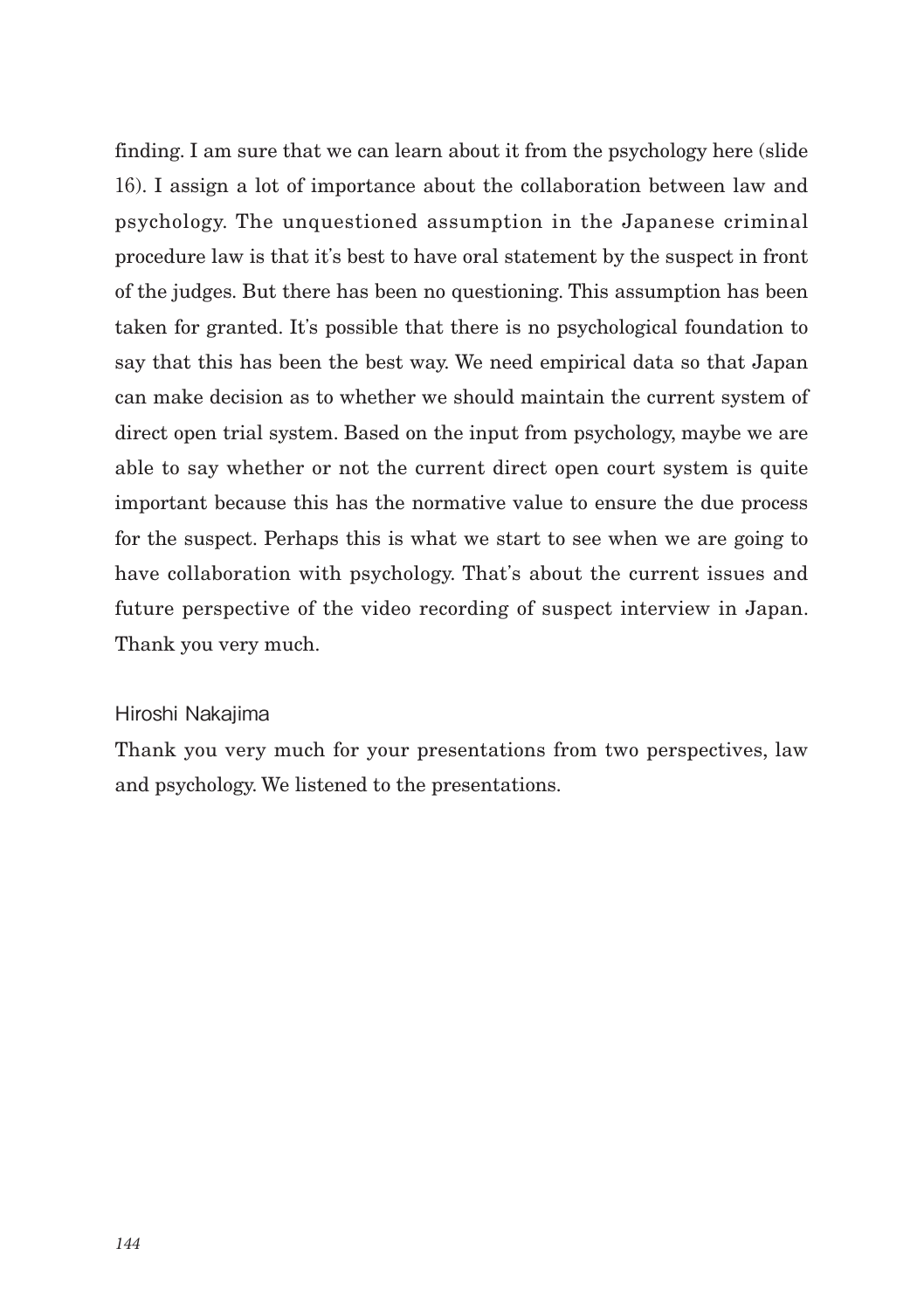finding. I am sure that we can learn about it from the psychology here (slide 16). I assign a lot of importance about the collaboration between law and psychology. The unquestioned assumption in the Japanese criminal procedure law is that it's best to have oral statement by the suspect in front of the judges. But there has been no questioning. This assumption has been taken for granted. It's possible that there is no psychological foundation to say that this has been the best way. We need empirical data so that Japan can make decision as to whether we should maintain the current system of direct open trial system. Based on the input from psychology, maybe we are able to say whether or not the current direct open court system is quite important because this has the normative value to ensure the due process for the suspect. Perhaps this is what we start to see when we are going to have collaboration with psychology. That's about the current issues and future perspective of the video recording of suspect interview in Japan. Thank you very much.

Hiroshi Nakajima

Thank you very much for your presentations from two perspectives, law and psychology. We listened to the presentations.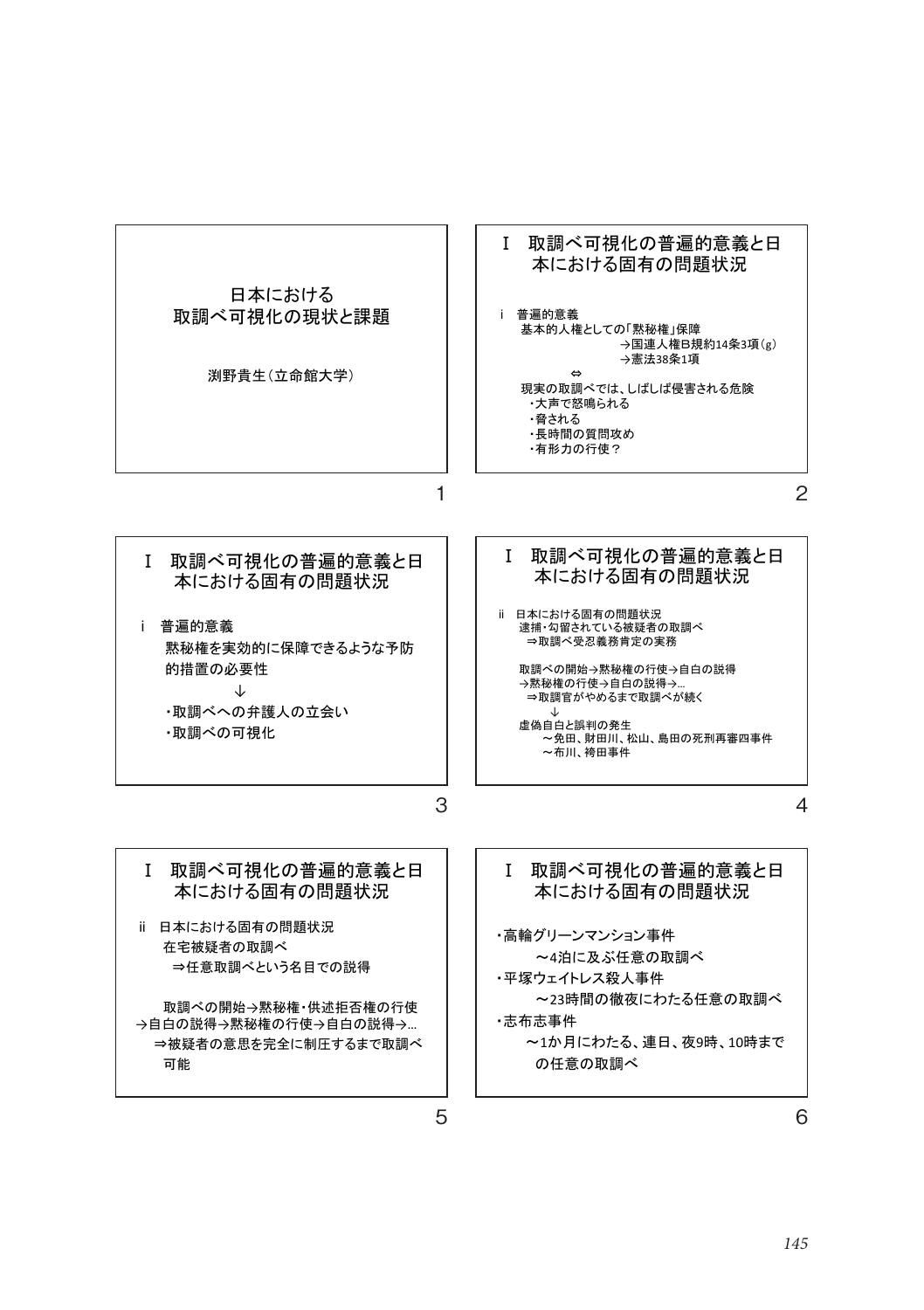# 日本における取調べ可視化の現状と課題

渕野貴生（立命館大学）

## Ⅰ　取調べ可視化の普遍的意義と日本における固有の問題状況

ⅰ　普遍的意義

基本的人権としての「黙秘権」保障

→国連人権B規約14条3項(g)

→憲法38条1項

⇔

現実の取調べでは、しばしば侵害される危険

- ・大声で怒鳴られる
- ・脅される
- ・長時間の質問攻め
- ・有形力の行使？

## Ⅰ　取調べ可視化の普遍的意義と日本における固有の問題状況

ⅰ　普遍的意義

黙秘権を実効的に保障できるような予防的措置の必要性

↓

- ・取調べへの弁護人の立会い
- ・取調べの可視化

## Ⅰ　取調べ可視化の普遍的意義と日本における固有の問題状況

ⅱ　日本における固有の問題状況

逮捕・勾留されている被疑者の取調べ

⇒取調べ受忍義務肯定の実務

取調べの開始→黙秘権の行使→自白の説得→黙秘権の行使→自白の説得→…

⇒取調官がやめるまで取調べが続く

↓

虚偽自白と誤判の発生

～免田、財田川、松山、島田の死刑再審四事件

～布川、袴田事件

## Ⅰ　取調べ可視化の普遍的意義と日本における固有の問題状況

ⅱ　日本における固有の問題状況

在宅被疑者の取調べ

⇒任意取調べという名目での説得

取調べの開始→黙秘権・供述拒否権の行使→自白の説得→黙秘権の行使→自白の説得→…

⇒被疑者の意思を完全に制圧するまで取調べ可能

## Ⅰ　取調べ可視化の普遍的意義と日本における固有の問題状況

- ・高輪グリーンマンション事件
  - ～4泊に及ぶ任意の取調べ
- ・平塚ウェイトレス殺人事件
  - ～23時間の徹夜にわたる任意の取調べ
- ・志布志事件
  - ～1か月にわたる、連日、夜9時、10時までの任意の取調べ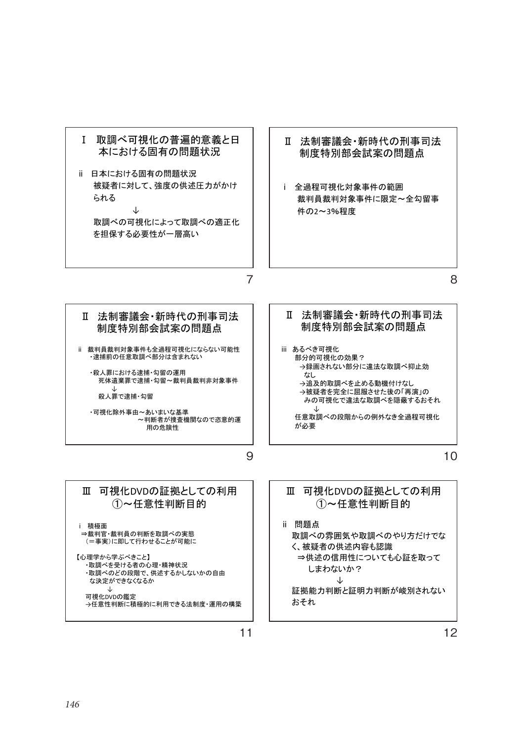## Ⅰ　取調べ可視化の普遍的意義と日本における固有の問題状況

ⅱ　日本における固有の問題状況

被疑者に対して、強度の供述圧力がかけられる

↓

取調べの可視化によって取調べの適正化を担保する必要性が一層高い

## Ⅱ　法制審議会・新時代の刑事司法制度特別部会試案の問題点

ⅰ　全過程可視化対象事件の範囲

裁判員裁判対象事件に限定～全勾留事件の2～3%程度

## Ⅱ　法制審議会・新時代の刑事司法制度特別部会試案の問題点

ⅱ　裁判員裁判対象事件も全過程可視化にならない可能性

・逮捕前の任意取調べ部分は含まれない

・殺人罪における逮捕・勾留の運用

死体遺棄罪で逮捕・勾留～裁判員裁判非対象事件

↓

殺人罪で逮捕・勾留

・可視化除外事由～あいまいな基準

～判断者が捜査機関なので恣意的運用の危険性

## Ⅱ　法制審議会・新時代の刑事司法制度特別部会試案の問題点

ⅲ　あるべき可視化

部分的可視化の効果？

→録画されない部分に違法な取調べ抑止効なし

→追及的取調べを止める動機付けなし

→被疑者を完全に屈服させた後の「再演」のみの可視化で違法な取調べを隠蔽するおそれ

↓

任意取調べの段階からの例外なき全過程可視化が必要

## Ⅲ　可視化DVDの証拠としての利用①～任意性判断目的

ⅰ　積極面

⇒裁判官・裁判員の判断を取調べの実態（＝事実）に即して行わせることが可能に

【心理学から学ぶべきこと】

・取調べを受ける者の心理・精神状況

・取調べのどの段階で、供述するかしないかの自由な決定ができなくなるか

↓

可視化DVDの鑑定

⇒任意性判断に積極的に利用できる法制度・運用の構築

## Ⅲ　可視化DVDの証拠としての利用①～任意性判断目的

ⅱ　問題点

取調べの雰囲気や取調べのやり方だけでなく、被疑者の供述内容も認識

⇒供述の信用性についても心証を取ってしまわないか？

↓

証拠能力判断と証明力判断が峻別されないおそれ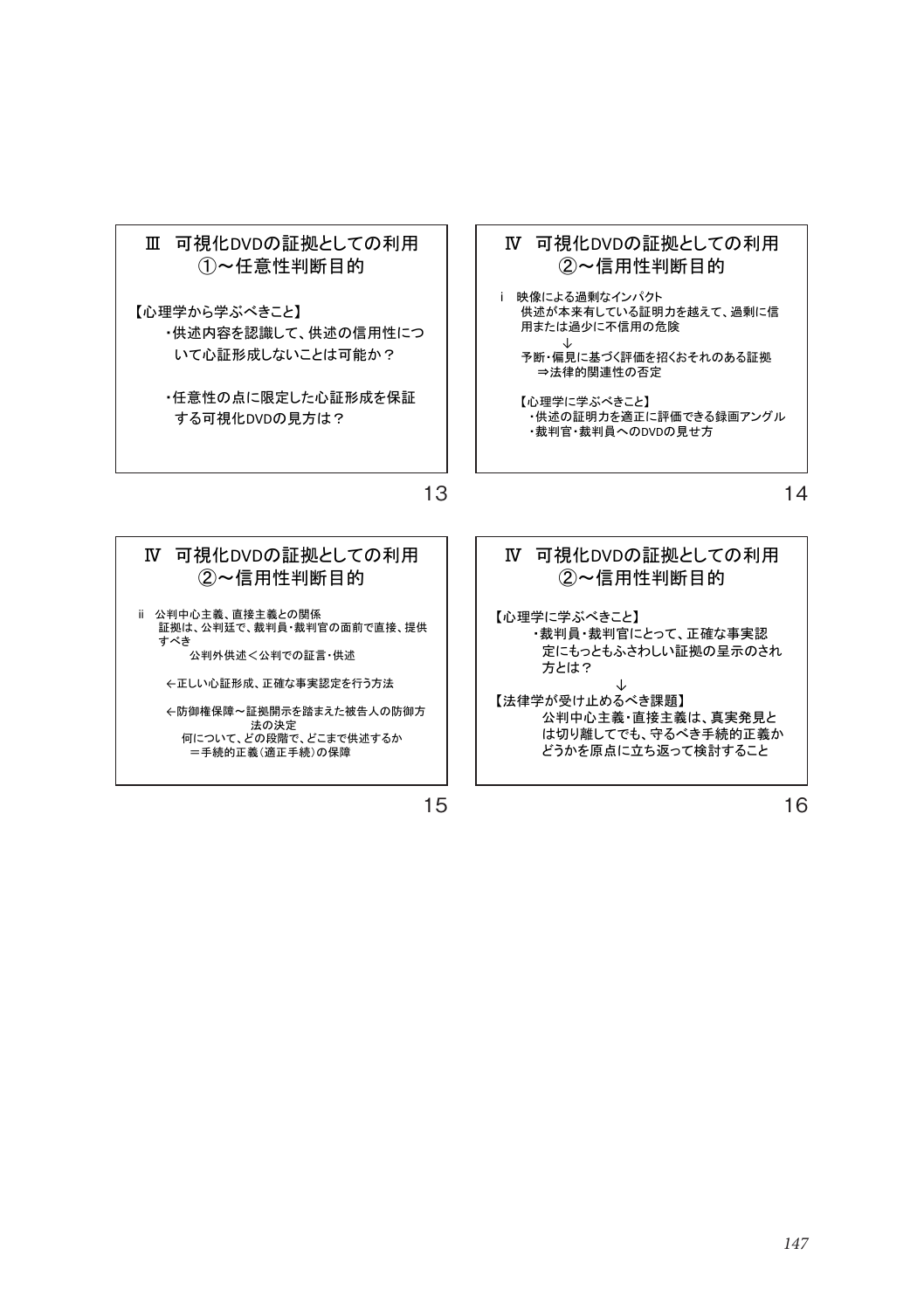## Ⅲ　可視化DVDの証拠としての利用 ①～任意性判断目的

【心理学から学ぶべきこと】

・供述内容を認識して、供述の信用性について心証形成しないことは可能か？

・任意性の点に限定した心証形成を保証する可視化DVDの見方は？

## Ⅳ　可視化DVDの証拠としての利用 ②～信用性判断目的

ⅰ　映像による過剰なインパクト
　供述が本来有している証明力を越えて、過剰に信用または過少に不信用の危険
　↓
予断・偏見に基づく評価を招くおそれのある証拠
　⇒法律的関連性の否定

【心理学に学ぶべきこと】
・供述の証明力を適正に評価できる録画アングル
・裁判官・裁判員へのDVDの見せ方

## Ⅳ　可視化DVDの証拠としての利用 ②～信用性判断目的

ⅱ　公判中心主義、直接主義との関係
　証拠は、公判廷で、裁判員・裁判官の面前で直接、提供すべき
　　公判外供述＜公判での証言・供述

　←正しい心証形成、正確な事実認定を行う方法

　←防御権保障～証拠開示を踏まえた被告人の防御方法の決定
　　何について、どの段階で、どこまで供述するか
　　＝手続的正義（適正手続）の保障

## Ⅳ　可視化DVDの証拠としての利用 ②～信用性判断目的

【心理学に学ぶべきこと】

・裁判員・裁判官にとって、正確な事実認定にもっともふさわしい証拠の呈示のされ方とは？

↓

【法律学が受け止めるべき課題】

公判中心主義・直接主義は、真実発見とは切り離してでも、守るべき手続的正義かどうかを原点に立ち返って検討すること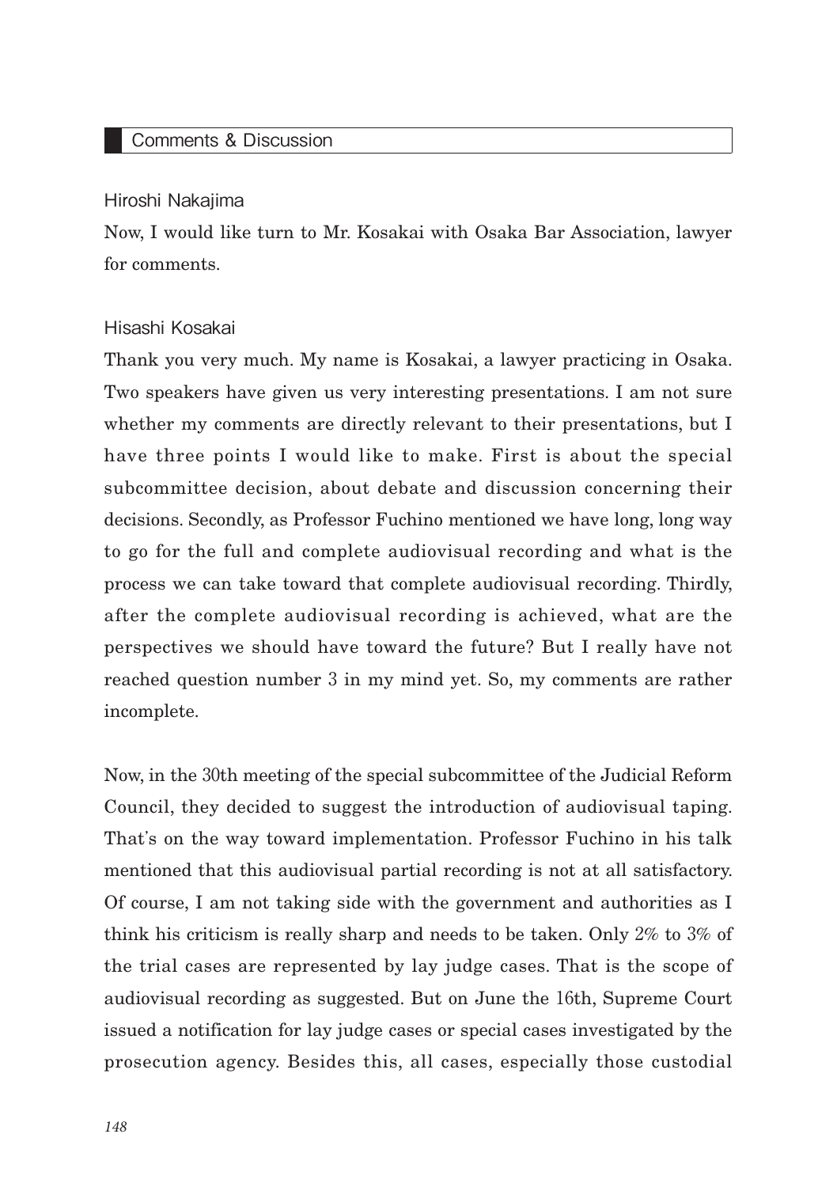## Comments & Discussion

Hiroshi Nakajima

Now, I would like turn to Mr. Kosakai with Osaka Bar Association, lawyer for comments.

Hisashi Kosakai

Thank you very much. My name is Kosakai, a lawyer practicing in Osaka. Two speakers have given us very interesting presentations. I am not sure whether my comments are directly relevant to their presentations, but I have three points I would like to make. First is about the special subcommittee decision, about debate and discussion concerning their decisions. Secondly, as Professor Fuchino mentioned we have long, long way to go for the full and complete audiovisual recording and what is the process we can take toward that complete audiovisual recording. Thirdly, after the complete audiovisual recording is achieved, what are the perspectives we should have toward the future? But I really have not reached question number 3 in my mind yet. So, my comments are rather incomplete.

Now, in the 30th meeting of the special subcommittee of the Judicial Reform Council, they decided to suggest the introduction of audiovisual taping. That's on the way toward implementation. Professor Fuchino in his talk mentioned that this audiovisual partial recording is not at all satisfactory. Of course, I am not taking side with the government and authorities as I think his criticism is really sharp and needs to be taken. Only 2% to 3% of the trial cases are represented by lay judge cases. That is the scope of audiovisual recording as suggested. But on June the 16th, Supreme Court issued a notification for lay judge cases or special cases investigated by the prosecution agency. Besides this, all cases, especially those custodial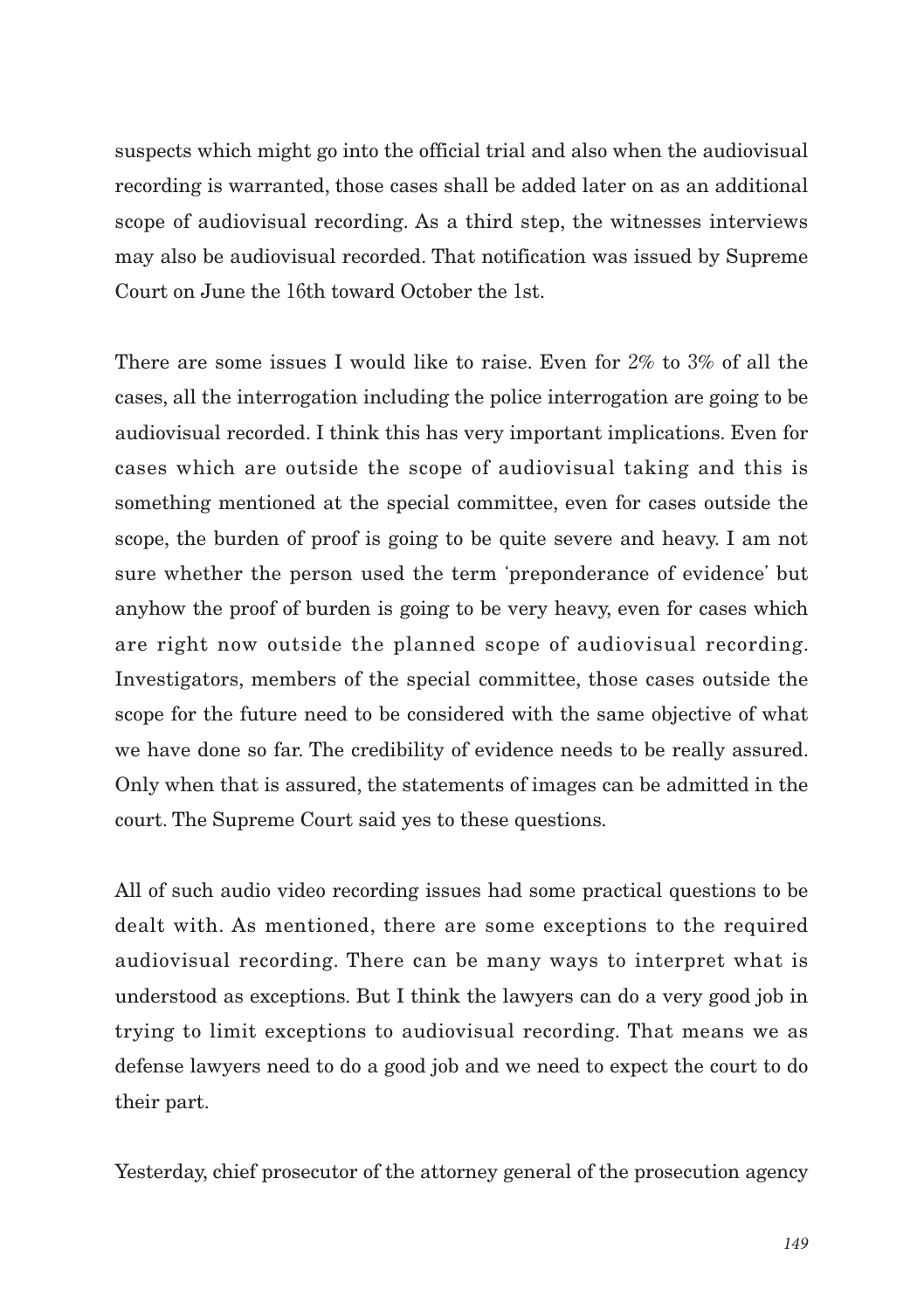suspects which might go into the official trial and also when the audiovisual recording is warranted, those cases shall be added later on as an additional scope of audiovisual recording. As a third step, the witnesses interviews may also be audiovisual recorded. That notification was issued by Supreme Court on June the 16th toward October the 1st.

There are some issues I would like to raise. Even for 2% to 3% of all the cases, all the interrogation including the police interrogation are going to be audiovisual recorded. I think this has very important implications. Even for cases which are outside the scope of audiovisual taking and this is something mentioned at the special committee, even for cases outside the scope, the burden of proof is going to be quite severe and heavy. I am not sure whether the person used the term 'preponderance of evidence' but anyhow the proof of burden is going to be very heavy, even for cases which are right now outside the planned scope of audiovisual recording. Investigators, members of the special committee, those cases outside the scope for the future need to be considered with the same objective of what we have done so far. The credibility of evidence needs to be really assured. Only when that is assured, the statements of images can be admitted in the court. The Supreme Court said yes to these questions.

All of such audio video recording issues had some practical questions to be dealt with. As mentioned, there are some exceptions to the required audiovisual recording. There can be many ways to interpret what is understood as exceptions. But I think the lawyers can do a very good job in trying to limit exceptions to audiovisual recording. That means we as defense lawyers need to do a good job and we need to expect the court to do their part.

Yesterday, chief prosecutor of the attorney general of the prosecution agency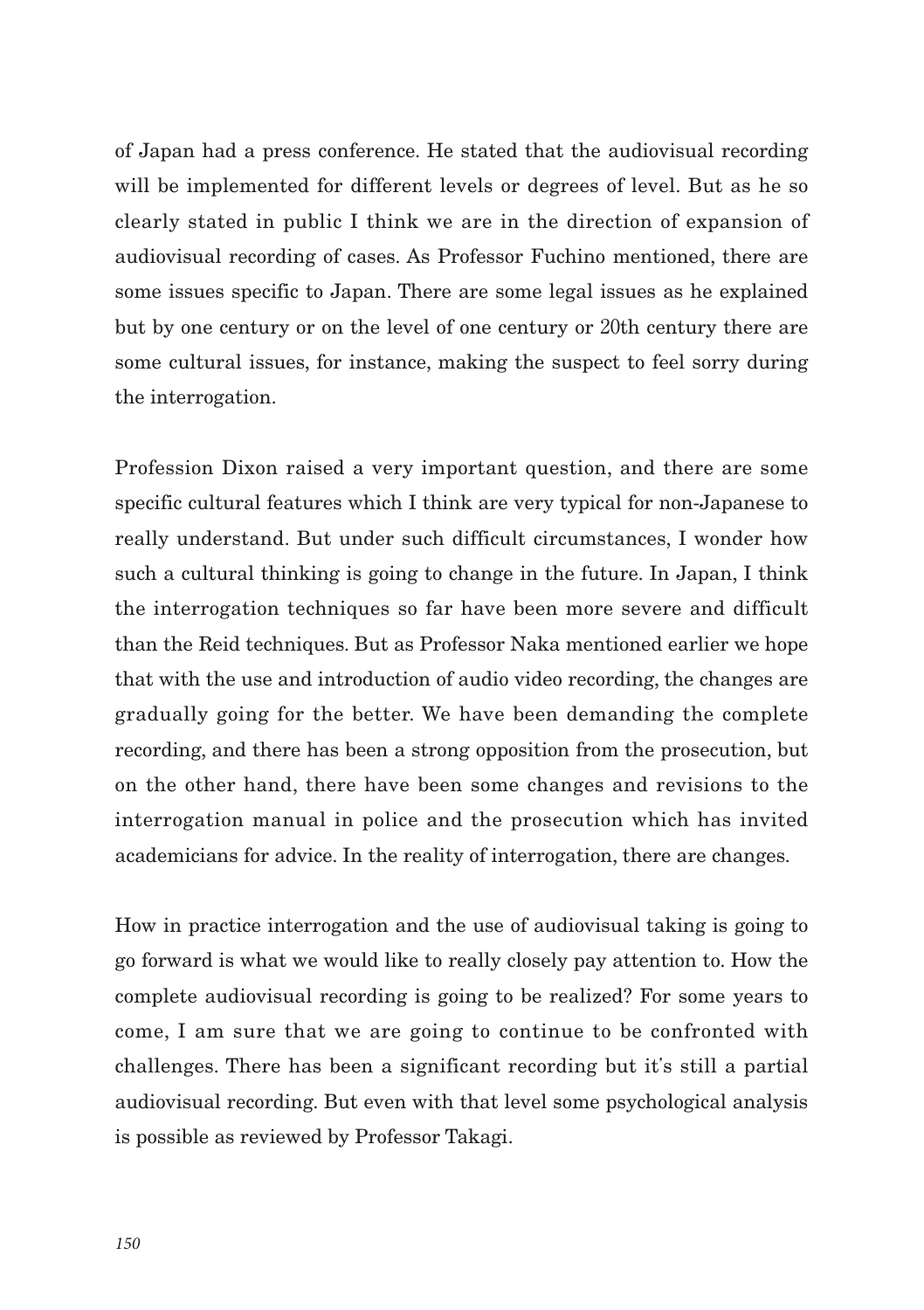of Japan had a press conference. He stated that the audiovisual recording will be implemented for different levels or degrees of level. But as he so clearly stated in public I think we are in the direction of expansion of audiovisual recording of cases. As Professor Fuchino mentioned, there are some issues specific to Japan. There are some legal issues as he explained but by one century or on the level of one century or 20th century there are some cultural issues, for instance, making the suspect to feel sorry during the interrogation.

Profession Dixon raised a very important question, and there are some specific cultural features which I think are very typical for non-Japanese to really understand. But under such difficult circumstances, I wonder how such a cultural thinking is going to change in the future. In Japan, I think the interrogation techniques so far have been more severe and difficult than the Reid techniques. But as Professor Naka mentioned earlier we hope that with the use and introduction of audio video recording, the changes are gradually going for the better. We have been demanding the complete recording, and there has been a strong opposition from the prosecution, but on the other hand, there have been some changes and revisions to the interrogation manual in police and the prosecution which has invited academicians for advice. In the reality of interrogation, there are changes.

How in practice interrogation and the use of audiovisual taking is going to go forward is what we would like to really closely pay attention to. How the complete audiovisual recording is going to be realized? For some years to come, I am sure that we are going to continue to be confronted with challenges. There has been a significant recording but it's still a partial audiovisual recording. But even with that level some psychological analysis is possible as reviewed by Professor Takagi.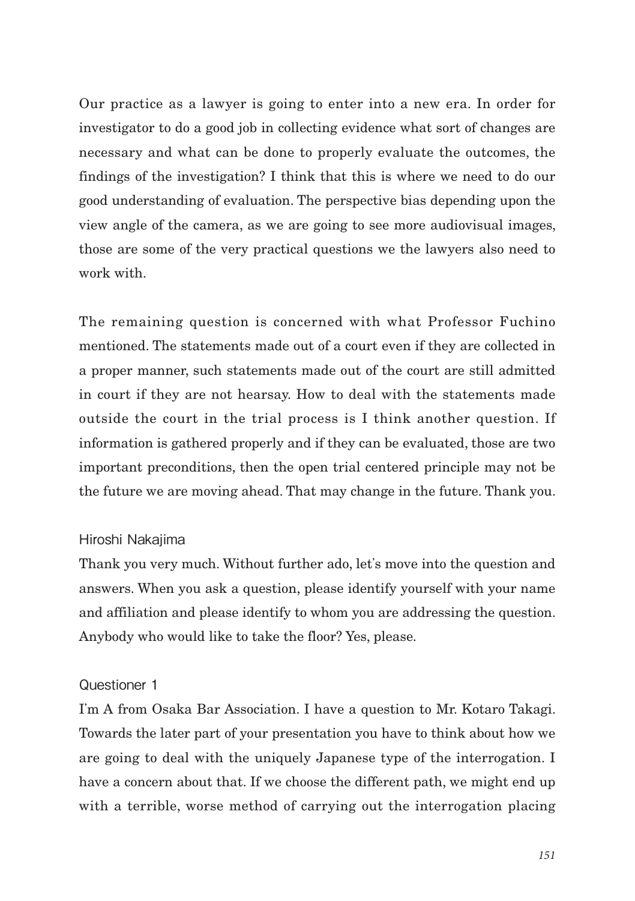Our practice as a lawyer is going to enter into a new era. In order for investigator to do a good job in collecting evidence what sort of changes are necessary and what can be done to properly evaluate the outcomes, the findings of the investigation? I think that this is where we need to do our good understanding of evaluation. The perspective bias depending upon the view angle of the camera, as we are going to see more audiovisual images, those are some of the very practical questions we the lawyers also need to work with.

The remaining question is concerned with what Professor Fuchino mentioned. The statements made out of a court even if they are collected in a proper manner, such statements made out of the court are still admitted in court if they are not hearsay. How to deal with the statements made outside the court in the trial process is I think another question. If information is gathered properly and if they can be evaluated, those are two important preconditions, then the open trial centered principle may not be the future we are moving ahead. That may change in the future. Thank you.

Hiroshi Nakajima

Thank you very much. Without further ado, let's move into the question and answers. When you ask a question, please identify yourself with your name and affiliation and please identify to whom you are addressing the question. Anybody who would like to take the floor? Yes, please.

Questioner 1

I'm A from Osaka Bar Association. I have a question to Mr. Kotaro Takagi. Towards the later part of your presentation you have to think about how we are going to deal with the uniquely Japanese type of the interrogation. I have a concern about that. If we choose the different path, we might end up with a terrible, worse method of carrying out the interrogation placing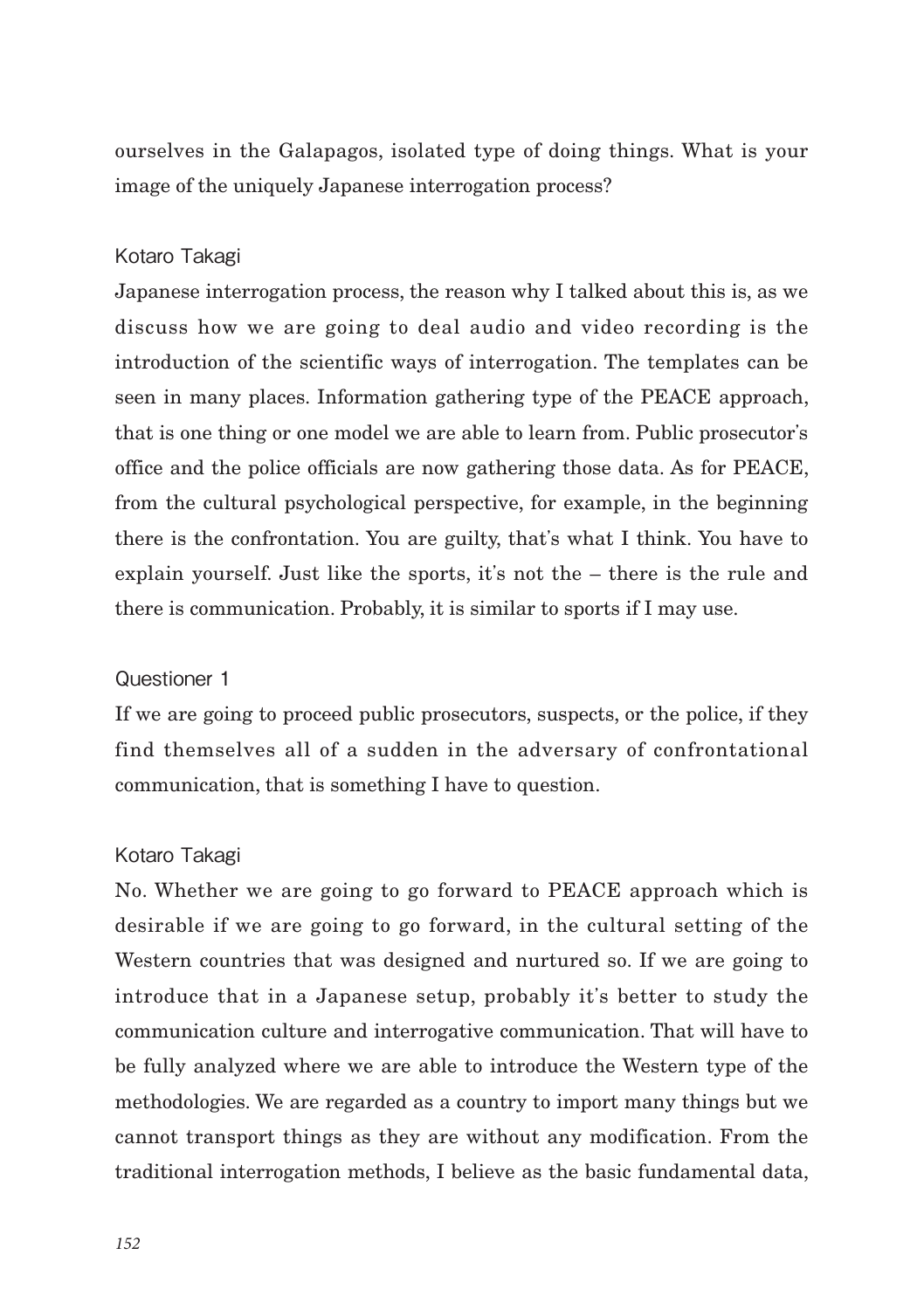ourselves in the Galapagos, isolated type of doing things. What is your image of the uniquely Japanese interrogation process?

Kotaro Takagi

Japanese interrogation process, the reason why I talked about this is, as we discuss how we are going to deal audio and video recording is the introduction of the scientific ways of interrogation. The templates can be seen in many places. Information gathering type of the PEACE approach, that is one thing or one model we are able to learn from. Public prosecutor's office and the police officials are now gathering those data. As for PEACE, from the cultural psychological perspective, for example, in the beginning there is the confrontation. You are guilty, that's what I think. You have to explain yourself. Just like the sports, it's not the – there is the rule and there is communication. Probably, it is similar to sports if I may use.

Questioner 1

If we are going to proceed public prosecutors, suspects, or the police, if they find themselves all of a sudden in the adversary of confrontational communication, that is something I have to question.

Kotaro Takagi

No. Whether we are going to go forward to PEACE approach which is desirable if we are going to go forward, in the cultural setting of the Western countries that was designed and nurtured so. If we are going to introduce that in a Japanese setup, probably it's better to study the communication culture and interrogative communication. That will have to be fully analyzed where we are able to introduce the Western type of the methodologies. We are regarded as a country to import many things but we cannot transport things as they are without any modification. From the traditional interrogation methods, I believe as the basic fundamental data,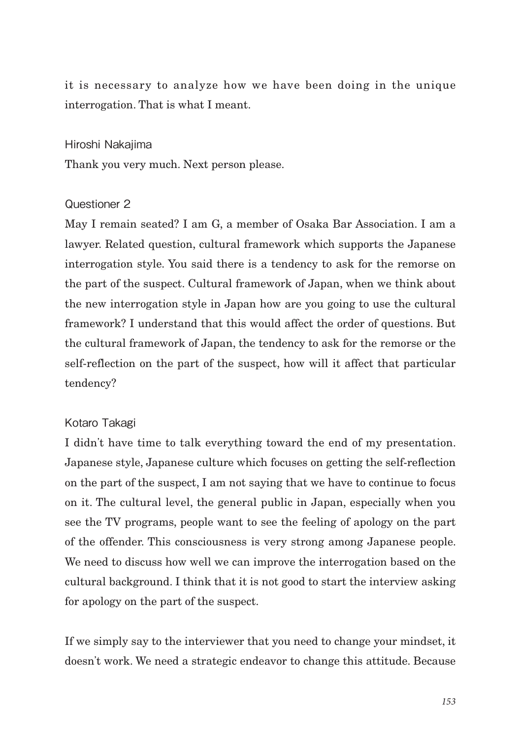it is necessary to analyze how we have been doing in the unique interrogation. That is what I meant.

Hiroshi Nakajima

Thank you very much. Next person please.

Questioner 2

May I remain seated? I am G, a member of Osaka Bar Association. I am a lawyer. Related question, cultural framework which supports the Japanese interrogation style. You said there is a tendency to ask for the remorse on the part of the suspect. Cultural framework of Japan, when we think about the new interrogation style in Japan how are you going to use the cultural framework? I understand that this would affect the order of questions. But the cultural framework of Japan, the tendency to ask for the remorse or the self-reflection on the part of the suspect, how will it affect that particular tendency?

Kotaro Takagi

I didn't have time to talk everything toward the end of my presentation. Japanese style, Japanese culture which focuses on getting the self-reflection on the part of the suspect, I am not saying that we have to continue to focus on it. The cultural level, the general public in Japan, especially when you see the TV programs, people want to see the feeling of apology on the part of the offender. This consciousness is very strong among Japanese people. We need to discuss how well we can improve the interrogation based on the cultural background. I think that it is not good to start the interview asking for apology on the part of the suspect.

If we simply say to the interviewer that you need to change your mindset, it doesn't work. We need a strategic endeavor to change this attitude. Because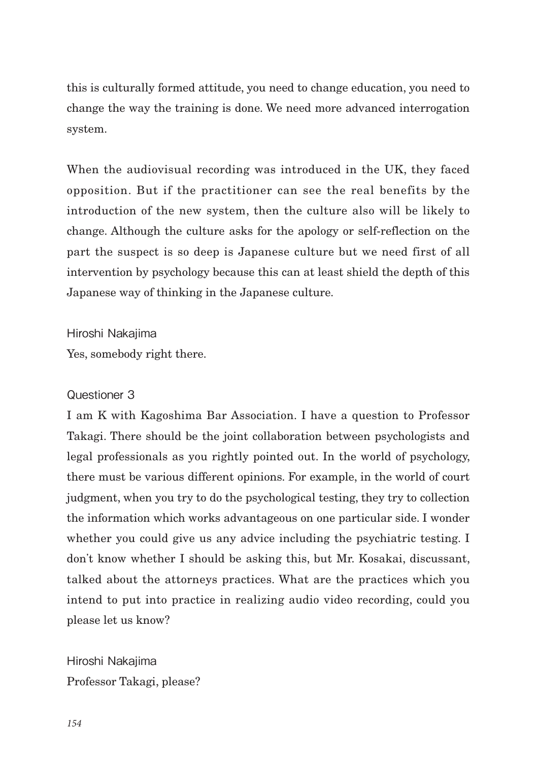this is culturally formed attitude, you need to change education, you need to change the way the training is done. We need more advanced interrogation system.

When the audiovisual recording was introduced in the UK, they faced opposition. But if the practitioner can see the real benefits by the introduction of the new system, then the culture also will be likely to change. Although the culture asks for the apology or self-reflection on the part the suspect is so deep is Japanese culture but we need first of all intervention by psychology because this can at least shield the depth of this Japanese way of thinking in the Japanese culture.

Hiroshi Nakajima

Yes, somebody right there.

Questioner 3

I am K with Kagoshima Bar Association. I have a question to Professor Takagi. There should be the joint collaboration between psychologists and legal professionals as you rightly pointed out. In the world of psychology, there must be various different opinions. For example, in the world of court judgment, when you try to do the psychological testing, they try to collection the information which works advantageous on one particular side. I wonder whether you could give us any advice including the psychiatric testing. I don't know whether I should be asking this, but Mr. Kosakai, discussant, talked about the attorneys practices. What are the practices which you intend to put into practice in realizing audio video recording, could you please let us know?

Hiroshi Nakajima

Professor Takagi, please?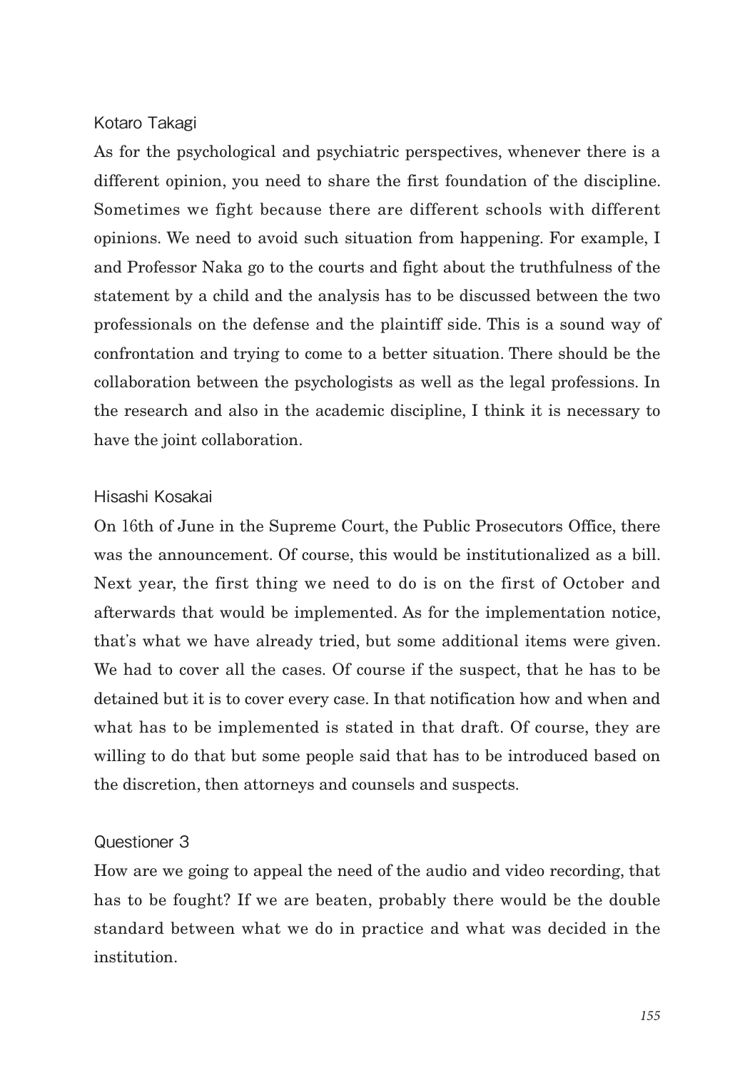Kotaro Takagi

As for the psychological and psychiatric perspectives, whenever there is a different opinion, you need to share the first foundation of the discipline. Sometimes we fight because there are different schools with different opinions. We need to avoid such situation from happening. For example, I and Professor Naka go to the courts and fight about the truthfulness of the statement by a child and the analysis has to be discussed between the two professionals on the defense and the plaintiff side. This is a sound way of confrontation and trying to come to a better situation. There should be the collaboration between the psychologists as well as the legal professions. In the research and also in the academic discipline, I think it is necessary to have the joint collaboration.

Hisashi Kosakai

On 16th of June in the Supreme Court, the Public Prosecutors Office, there was the announcement. Of course, this would be institutionalized as a bill. Next year, the first thing we need to do is on the first of October and afterwards that would be implemented. As for the implementation notice, that's what we have already tried, but some additional items were given. We had to cover all the cases. Of course if the suspect, that he has to be detained but it is to cover every case. In that notification how and when and what has to be implemented is stated in that draft. Of course, they are willing to do that but some people said that has to be introduced based on the discretion, then attorneys and counsels and suspects.

Questioner 3

How are we going to appeal the need of the audio and video recording, that has to be fought? If we are beaten, probably there would be the double standard between what we do in practice and what was decided in the institution.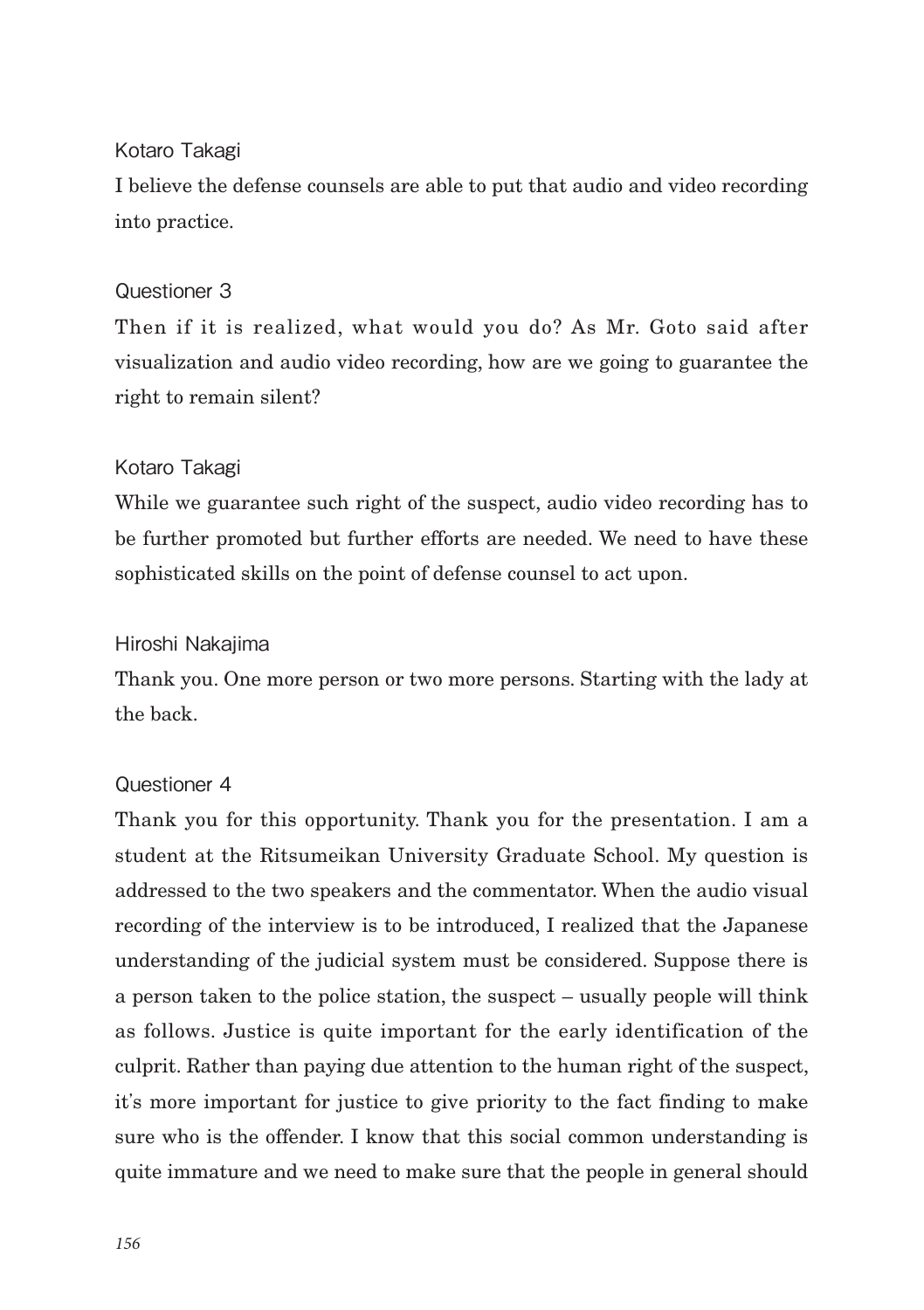Kotaro Takagi

I believe the defense counsels are able to put that audio and video recording into practice.

Questioner 3

Then if it is realized, what would you do? As Mr. Goto said after visualization and audio video recording, how are we going to guarantee the right to remain silent?

Kotaro Takagi

While we guarantee such right of the suspect, audio video recording has to be further promoted but further efforts are needed. We need to have these sophisticated skills on the point of defense counsel to act upon.

Hiroshi Nakajima

Thank you. One more person or two more persons. Starting with the lady at the back.

Questioner 4

Thank you for this opportunity. Thank you for the presentation. I am a student at the Ritsumeikan University Graduate School. My question is addressed to the two speakers and the commentator. When the audio visual recording of the interview is to be introduced, I realized that the Japanese understanding of the judicial system must be considered. Suppose there is a person taken to the police station, the suspect – usually people will think as follows. Justice is quite important for the early identification of the culprit. Rather than paying due attention to the human right of the suspect, it's more important for justice to give priority to the fact finding to make sure who is the offender. I know that this social common understanding is quite immature and we need to make sure that the people in general should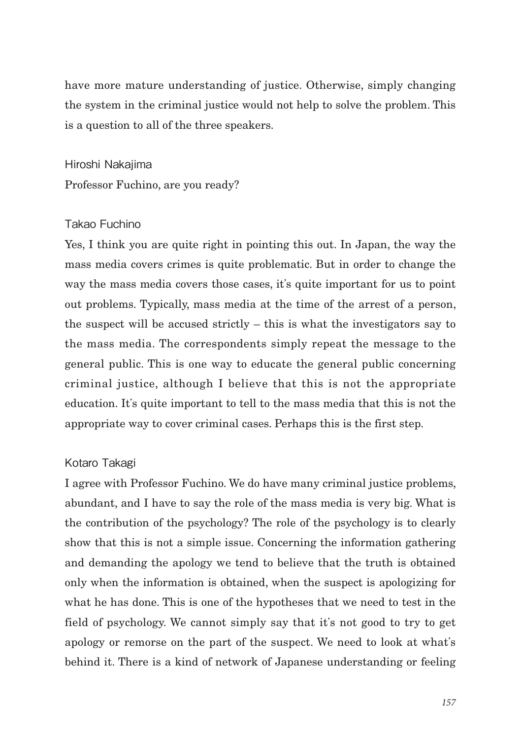have more mature understanding of justice. Otherwise, simply changing the system in the criminal justice would not help to solve the problem. This is a question to all of the three speakers.

Hiroshi Nakajima

Professor Fuchino, are you ready?

Takao Fuchino

Yes, I think you are quite right in pointing this out. In Japan, the way the mass media covers crimes is quite problematic. But in order to change the way the mass media covers those cases, it's quite important for us to point out problems. Typically, mass media at the time of the arrest of a person, the suspect will be accused strictly – this is what the investigators say to the mass media. The correspondents simply repeat the message to the general public. This is one way to educate the general public concerning criminal justice, although I believe that this is not the appropriate education. It's quite important to tell to the mass media that this is not the appropriate way to cover criminal cases. Perhaps this is the first step.

Kotaro Takagi

I agree with Professor Fuchino. We do have many criminal justice problems, abundant, and I have to say the role of the mass media is very big. What is the contribution of the psychology? The role of the psychology is to clearly show that this is not a simple issue. Concerning the information gathering and demanding the apology we tend to believe that the truth is obtained only when the information is obtained, when the suspect is apologizing for what he has done. This is one of the hypotheses that we need to test in the field of psychology. We cannot simply say that it's not good to try to get apology or remorse on the part of the suspect. We need to look at what's behind it. There is a kind of network of Japanese understanding or feeling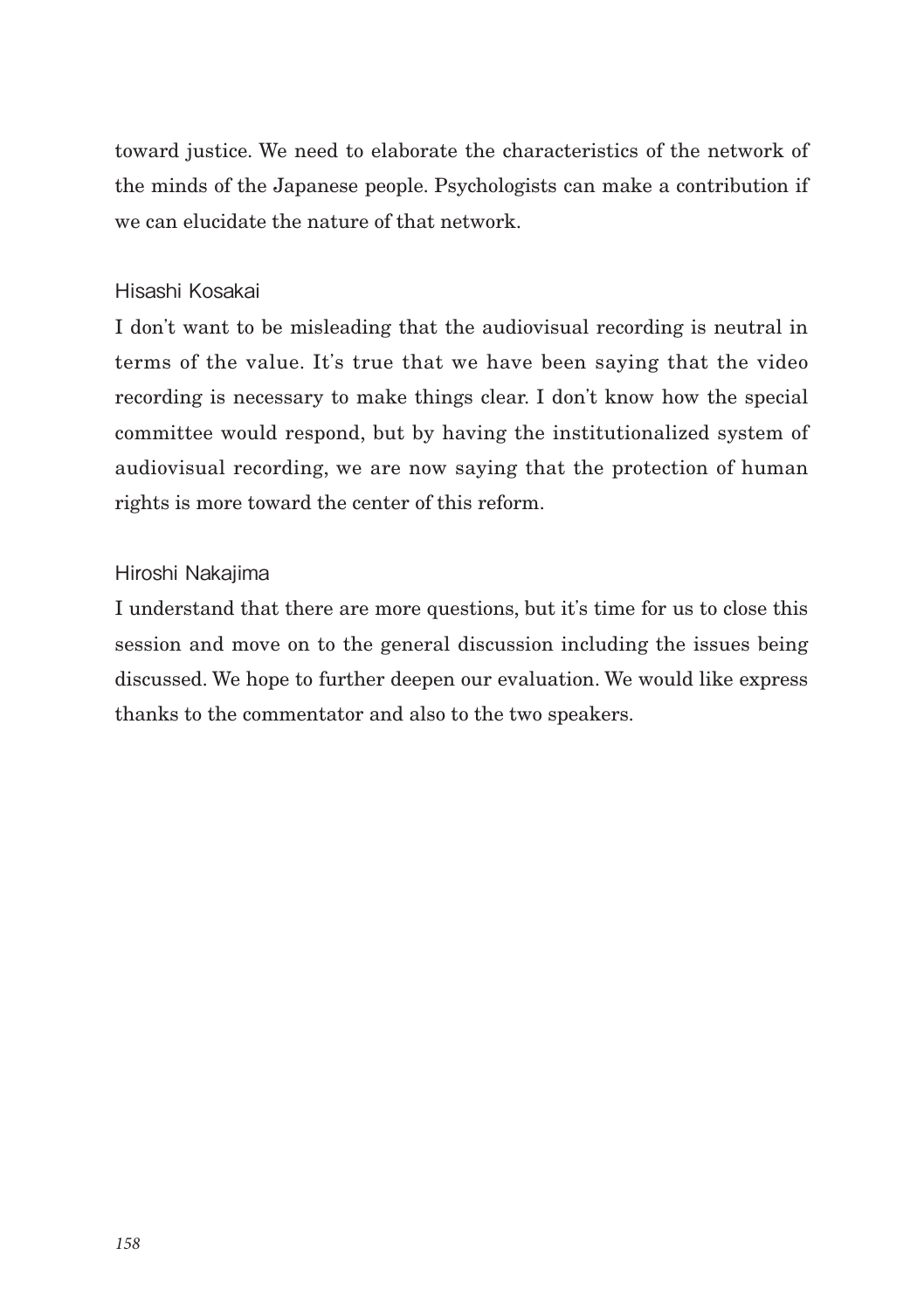toward justice. We need to elaborate the characteristics of the network of the minds of the Japanese people. Psychologists can make a contribution if we can elucidate the nature of that network.

Hisashi Kosakai

I don't want to be misleading that the audiovisual recording is neutral in terms of the value. It's true that we have been saying that the video recording is necessary to make things clear. I don't know how the special committee would respond, but by having the institutionalized system of audiovisual recording, we are now saying that the protection of human rights is more toward the center of this reform.

Hiroshi Nakajima

I understand that there are more questions, but it's time for us to close this session and move on to the general discussion including the issues being discussed. We hope to further deepen our evaluation. We would like express thanks to the commentator and also to the two speakers.